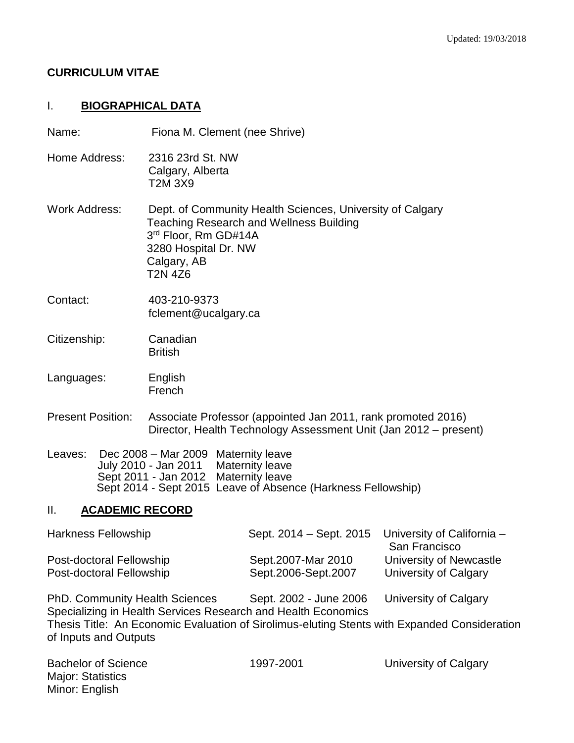Updated: 19/03/2018

# CURRICULUM VITAE

## I. BIOGRAPHICAL DATA

Name: Fiona M. Clement (nee Shrive)

Home Address: 2316 23rd St. NW
Calgary, Alberta
T2M 3X9

Work Address: Dept. of Community Health Sciences, University of Calgary
Teaching Research and Wellness Building
3rd Floor, Rm GD#14A
3280 Hospital Dr. NW
Calgary, AB
T2N 4Z6

Contact: 403-210-9373
fclement@ucalgary.ca

Citizenship: Canadian
British

Languages: English
French

Present Position: Associate Professor (appointed Jan 2011, rank promoted 2016)
Director, Health Technology Assessment Unit (Jan 2012 – present)

Leaves:

- Dec 2008 – Mar 2009 Maternity leave
- July 2010 - Jan 2011 Maternity leave
- Sept 2011 - Jan 2012 Maternity leave
- Sept 2014 - Sept 2015 Leave of Absence (Harkness Fellowship)

## II. ACADEMIC RECORD

| | | |
|---|---|---|
| Harkness Fellowship | Sept. 2014 – Sept. 2015 | University of California – San Francisco |
| Post-doctoral Fellowship | Sept.2007-Mar 2010 | University of Newcastle |
| Post-doctoral Fellowship | Sept.2006-Sept.2007 | University of Calgary |

PhD. Community Health Sciences Sept. 2002 - June 2006 University of Calgary
Specializing in Health Services Research and Health Economics
Thesis Title: An Economic Evaluation of Sirolimus-eluting Stents with Expanded Consideration of Inputs and Outputs

Bachelor of Science 1997-2001 University of Calgary
Major: Statistics
Minor: English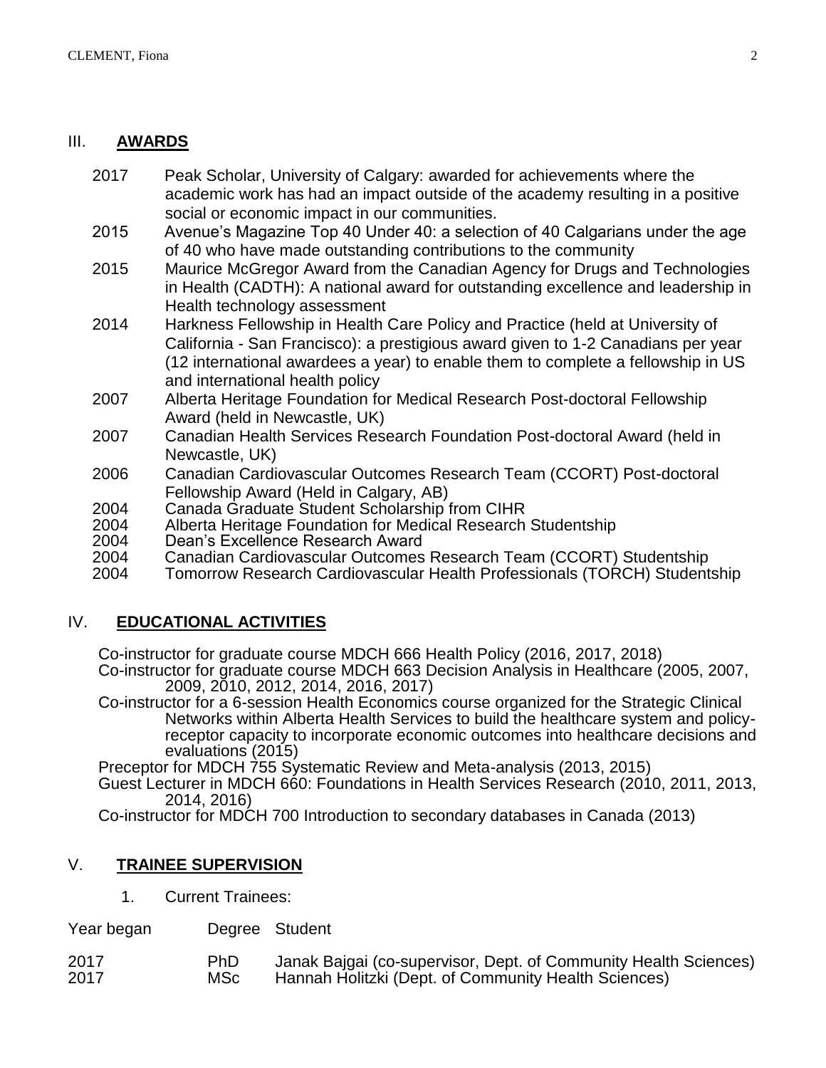## III. **AWARDS**

2017 Peak Scholar, University of Calgary: awarded for achievements where the academic work has had an impact outside of the academy resulting in a positive social or economic impact in our communities.

2015 Avenue's Magazine Top 40 Under 40: a selection of 40 Calgarians under the age of 40 who have made outstanding contributions to the community

2015 Maurice McGregor Award from the Canadian Agency for Drugs and Technologies in Health (CADTH): A national award for outstanding excellence and leadership in Health technology assessment

2014 Harkness Fellowship in Health Care Policy and Practice (held at University of California - San Francisco): a prestigious award given to 1-2 Canadians per year (12 international awardees a year) to enable them to complete a fellowship in US and international health policy

2007 Alberta Heritage Foundation for Medical Research Post-doctoral Fellowship Award (held in Newcastle, UK)

2007 Canadian Health Services Research Foundation Post-doctoral Award (held in Newcastle, UK)

2006 Canadian Cardiovascular Outcomes Research Team (CCORT) Post-doctoral Fellowship Award (Held in Calgary, AB)

2004 Canada Graduate Student Scholarship from CIHR

2004 Alberta Heritage Foundation for Medical Research Studentship

2004 Dean's Excellence Research Award

2004 Canadian Cardiovascular Outcomes Research Team (CCORT) Studentship

2004 Tomorrow Research Cardiovascular Health Professionals (TORCH) Studentship

## IV. **EDUCATIONAL ACTIVITIES**

Co-instructor for graduate course MDCH 666 Health Policy (2016, 2017, 2018)

Co-instructor for graduate course MDCH 663 Decision Analysis in Healthcare (2005, 2007, 2009, 2010, 2012, 2014, 2016, 2017)

Co-instructor for a 6-session Health Economics course organized for the Strategic Clinical Networks within Alberta Health Services to build the healthcare system and policy-receptor capacity to incorporate economic outcomes into healthcare decisions and evaluations (2015)

Preceptor for MDCH 755 Systematic Review and Meta-analysis (2013, 2015)

Guest Lecturer in MDCH 660: Foundations in Health Services Research (2010, 2011, 2013, 2014, 2016)

Co-instructor for MDCH 700 Introduction to secondary databases in Canada (2013)

## V. **TRAINEE SUPERVISION**

1. Current Trainees:

| Year began | Degree | Student |
|---|---|---|
| 2017 | PhD | Janak Bajgai (co-supervisor, Dept. of Community Health Sciences) |
| 2017 | MSc | Hannah Holitzki (Dept. of Community Health Sciences) |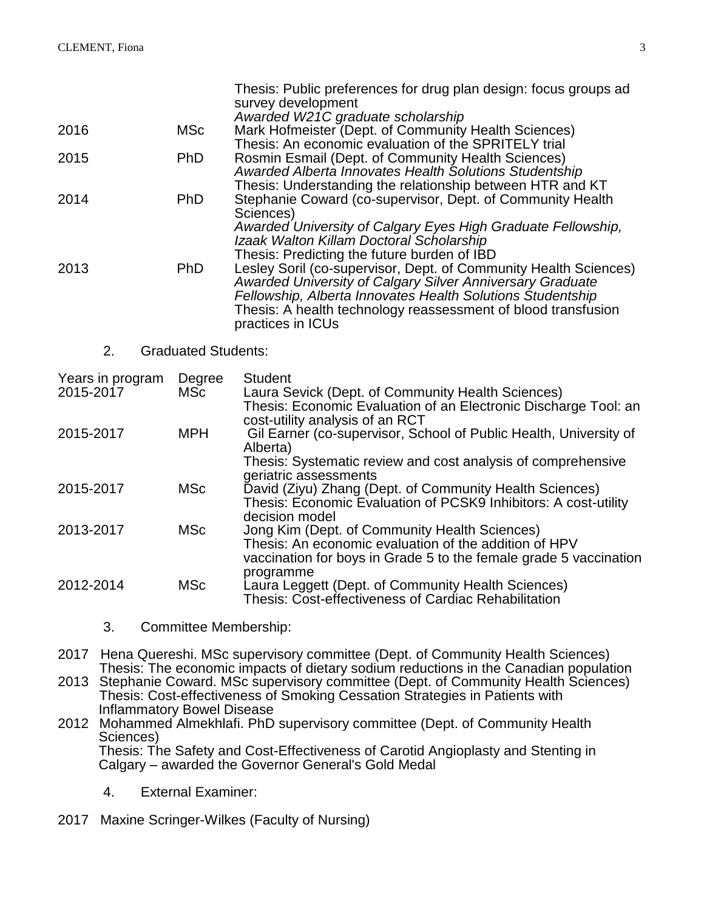| | | |
|---|---|---|
| | | Thesis: Public preferences for drug plan design: focus groups ad survey development<br>*Awarded W21C graduate scholarship* |
| 2016 | MSc | Mark Hofmeister (Dept. of Community Health Sciences)<br>Thesis: An economic evaluation of the SPRITELY trial |
| 2015 | PhD | Rosmin Esmail (Dept. of Community Health Sciences)<br>*Awarded Alberta Innovates Health Solutions Studentship*<br>Thesis: Understanding the relationship between HTR and KT |
| 2014 | PhD | Stephanie Coward (co-supervisor, Dept. of Community Health Sciences)<br>*Awarded University of Calgary Eyes High Graduate Fellowship, Izaak Walton Killam Doctoral Scholarship*<br>Thesis: Predicting the future burden of IBD |
| 2013 | PhD | Lesley Soril (co-supervisor, Dept. of Community Health Sciences)<br>*Awarded University of Calgary Silver Anniversary Graduate Fellowship, Alberta Innovates Health Solutions Studentship*<br>Thesis: A health technology reassessment of blood transfusion practices in ICUs |

2. Graduated Students:

| Years in program | Degree | Student |
|---|---|---|
| 2015-2017 | MSc | Laura Sevick (Dept. of Community Health Sciences)<br>Thesis: Economic Evaluation of an Electronic Discharge Tool: an cost-utility analysis of an RCT |
| 2015-2017 | MPH | Gil Earner (co-supervisor, School of Public Health, University of Alberta)<br>Thesis: Systematic review and cost analysis of comprehensive geriatric assessments |
| 2015-2017 | MSc | David (Ziyu) Zhang (Dept. of Community Health Sciences)<br>Thesis: Economic Evaluation of PCSK9 Inhibitors: A cost-utility decision model |
| 2013-2017 | MSc | Jong Kim (Dept. of Community Health Sciences)<br>Thesis: An economic evaluation of the addition of HPV vaccination for boys in Grade 5 to the female grade 5 vaccination programme |
| 2012-2014 | MSc | Laura Leggett (Dept. of Community Health Sciences)<br>Thesis: Cost-effectiveness of Cardiac Rehabilitation |

3. Committee Membership:

2017 Hena Quereshi. MSc supervisory committee (Dept. of Community Health Sciences)
Thesis: The economic impacts of dietary sodium reductions in the Canadian population

2013 Stephanie Coward. MSc supervisory committee (Dept. of Community Health Sciences)
Thesis: Cost-effectiveness of Smoking Cessation Strategies in Patients with Inflammatory Bowel Disease

2012 Mohammed Almekhlafi. PhD supervisory committee (Dept. of Community Health Sciences)
Thesis: The Safety and Cost-Effectiveness of Carotid Angioplasty and Stenting in Calgary – awarded the Governor General's Gold Medal

4. External Examiner:

2017 Maxine Scringer-Wilkes (Faculty of Nursing)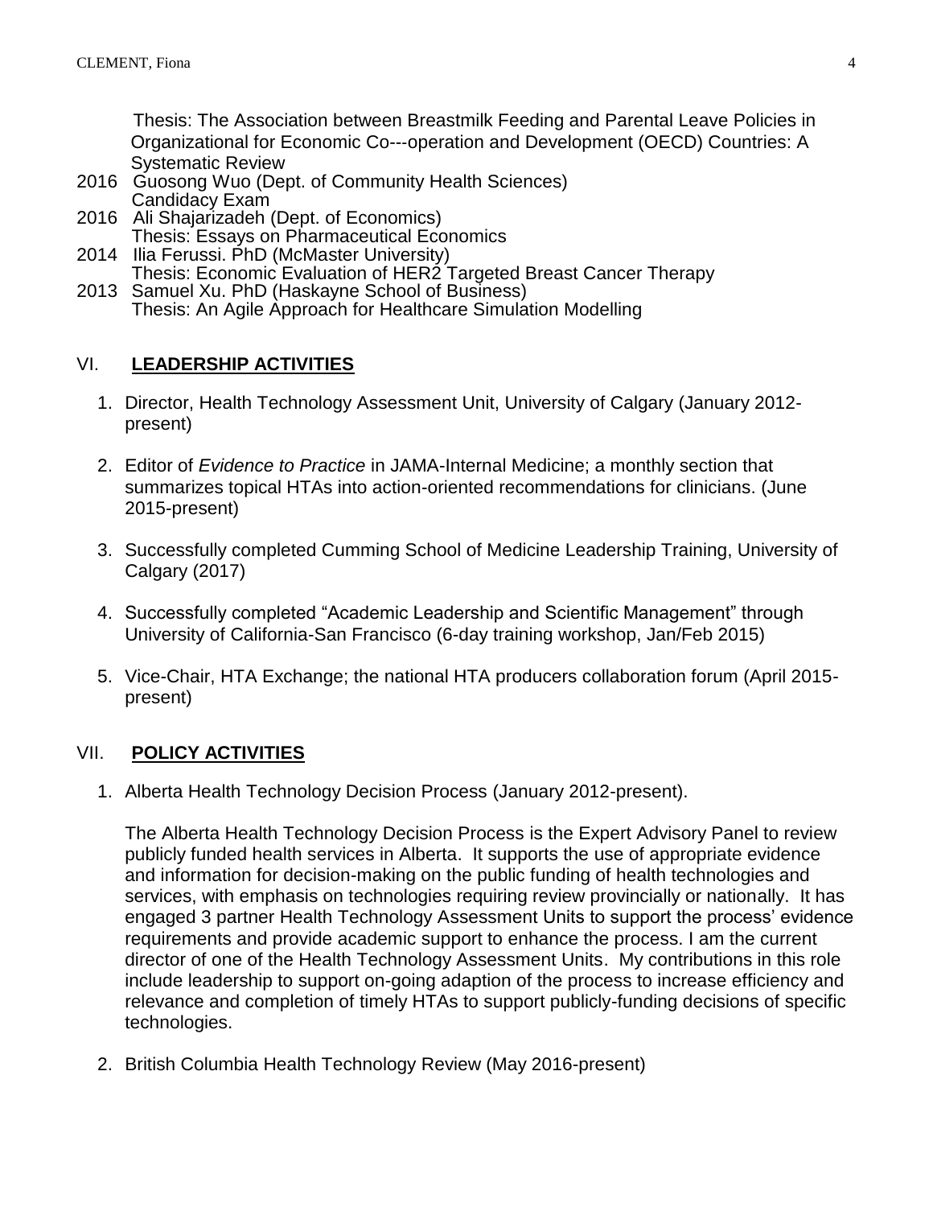Thesis: The Association between Breastmilk Feeding and Parental Leave Policies in Organizational for Economic Co---operation and Development (OECD) Countries: A Systematic Review

2016 Guosong Wuo (Dept. of Community Health Sciences)
Candidacy Exam

2016 Ali Shajarizadeh (Dept. of Economics)
Thesis: Essays on Pharmaceutical Economics

2014 Ilia Ferussi. PhD (McMaster University)
Thesis: Economic Evaluation of HER2 Targeted Breast Cancer Therapy

2013 Samuel Xu. PhD (Haskayne School of Business)
Thesis: An Agile Approach for Healthcare Simulation Modelling

## VI. **LEADERSHIP ACTIVITIES**

1. Director, Health Technology Assessment Unit, University of Calgary (January 2012-present)

2. Editor of *Evidence to Practice* in JAMA-Internal Medicine; a monthly section that summarizes topical HTAs into action-oriented recommendations for clinicians. (June 2015-present)

3. Successfully completed Cumming School of Medicine Leadership Training, University of Calgary (2017)

4. Successfully completed “Academic Leadership and Scientific Management” through University of California-San Francisco (6-day training workshop, Jan/Feb 2015)

5. Vice-Chair, HTA Exchange; the national HTA producers collaboration forum (April 2015-present)

## VII. **POLICY ACTIVITIES**

1. Alberta Health Technology Decision Process (January 2012-present).

   The Alberta Health Technology Decision Process is the Expert Advisory Panel to review publicly funded health services in Alberta. It supports the use of appropriate evidence and information for decision-making on the public funding of health technologies and services, with emphasis on technologies requiring review provincially or nationally. It has engaged 3 partner Health Technology Assessment Units to support the process’ evidence requirements and provide academic support to enhance the process. I am the current director of one of the Health Technology Assessment Units. My contributions in this role include leadership to support on-going adaption of the process to increase efficiency and relevance and completion of timely HTAs to support publicly-funding decisions of specific technologies.

2. British Columbia Health Technology Review (May 2016-present)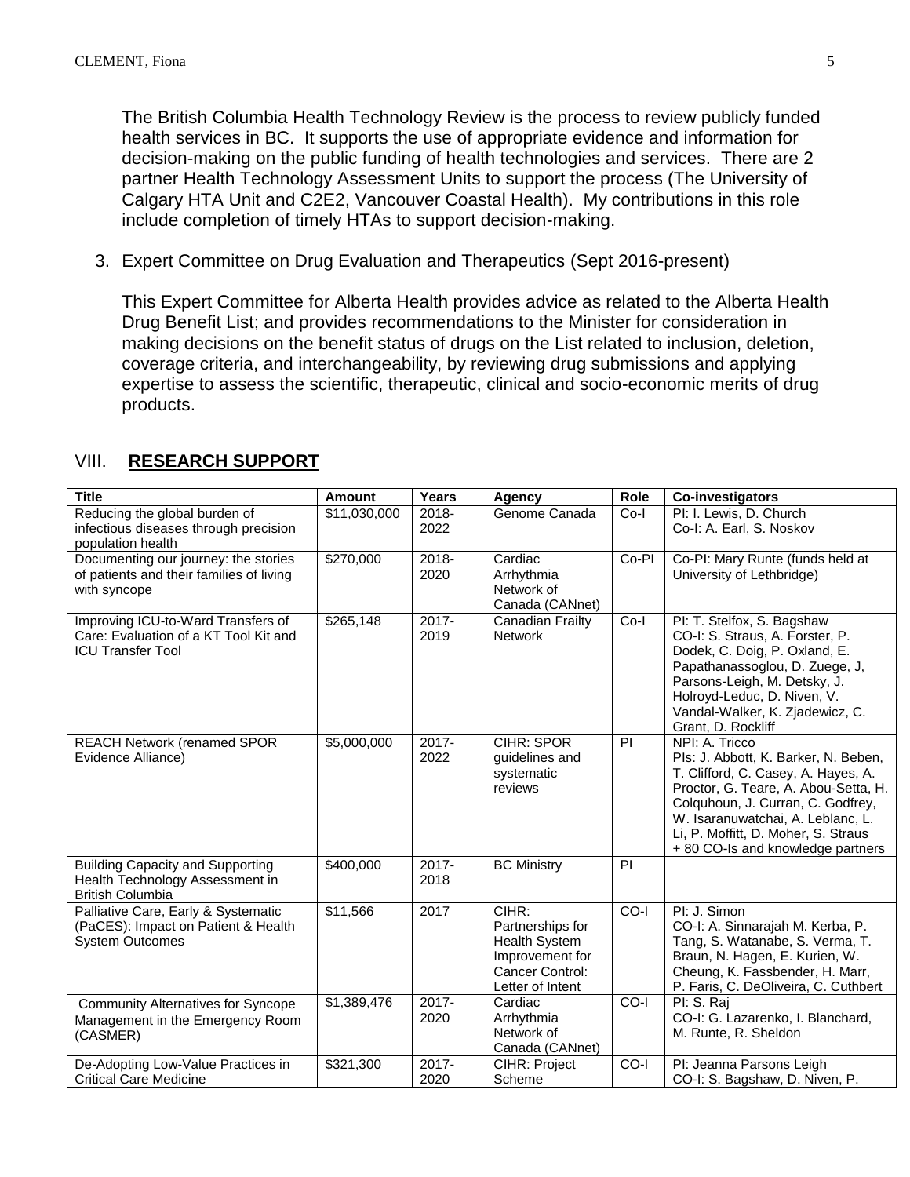The British Columbia Health Technology Review is the process to review publicly funded health services in BC. It supports the use of appropriate evidence and information for decision-making on the public funding of health technologies and services. There are 2 partner Health Technology Assessment Units to support the process (The University of Calgary HTA Unit and C2E2, Vancouver Coastal Health). My contributions in this role include completion of timely HTAs to support decision-making.

3. Expert Committee on Drug Evaluation and Therapeutics (Sept 2016-present)

   This Expert Committee for Alberta Health provides advice as related to the Alberta Health Drug Benefit List; and provides recommendations to the Minister for consideration in making decisions on the benefit status of drugs on the List related to inclusion, deletion, coverage criteria, and interchangeability, by reviewing drug submissions and applying expertise to assess the scientific, therapeutic, clinical and socio-economic merits of drug products.

## VIII. **RESEARCH SUPPORT**

| Title | Amount | Years | Agency | Role | Co-investigators |
|---|---|---|---|---|---|
| Reducing the global burden of infectious diseases through precision population health | $11,030,000 | 2018-2022 | Genome Canada | Co-I | PI: I. Lewis, D. Church<br>Co-I: A. Earl, S. Noskov |
| Documenting our journey: the stories of patients and their families of living with syncope | $270,000 | 2018-2020 | Cardiac Arrhythmia Network of Canada (CANnet) | Co-PI | Co-PI: Mary Runte (funds held at University of Lethbridge) |
| Improving ICU-to-Ward Transfers of Care: Evaluation of a KT Tool Kit and ICU Transfer Tool | $265,148 | 2017-2019 | Canadian Frailty Network | Co-I | PI: T. Stelfox, S. Bagshaw<br>CO-I: S. Straus, A. Forster, P. Dodek, C. Doig, P. Oxland, E. Papathanassoglou, D. Zuege, J, Parsons-Leigh, M. Detsky, J. Holroyd-Leduc, D. Niven, V. Vandal-Walker, K. Zjadewicz, C. Grant, D. Rockliff |
| REACH Network (renamed SPOR Evidence Alliance) | $5,000,000 | 2017-2022 | CIHR: SPOR guidelines and systematic reviews | PI | NPI: A. Tricco<br>PIs: J. Abbott, K. Barker, N. Beben, T. Clifford, C. Casey, A. Hayes, A. Proctor, G. Teare, A. Abou-Setta, H. Colquhoun, J. Curran, C. Godfrey, W. Isaranuwatchai, A. Leblanc, L. Li, P. Moffitt, D. Moher, S. Straus + 80 CO-Is and knowledge partners |
| Building Capacity and Supporting Health Technology Assessment in British Columbia | $400,000 | 2017-2018 | BC Ministry | PI | |
| Palliative Care, Early & Systematic (PaCES): Impact on Patient & Health System Outcomes | $11,566 | 2017 | CIHR: Partnerships for Health System Improvement for Cancer Control: Letter of Intent | CO-I | PI: J. Simon<br>CO-I: A. Sinnarajah M. Kerba, P. Tang, S. Watanabe, S. Verma, T. Braun, N. Hagen, E. Kurien, W. Cheung, K. Fassbender, H. Marr, P. Faris, C. DeOliveira, C. Cuthbert |
| Community Alternatives for Syncope Management in the Emergency Room (CASMER) | $1,389,476 | 2017-2020 | Cardiac Arrhythmia Network of Canada (CANnet) | CO-I | PI: S. Raj<br>CO-I: G. Lazarenko, I. Blanchard, M. Runte, R. Sheldon |
| De-Adopting Low-Value Practices in Critical Care Medicine | $321,300 | 2017-2020 | CIHR: Project Scheme | CO-I | PI: Jeanna Parsons Leigh<br>CO-I: S. Bagshaw, D. Niven, P. |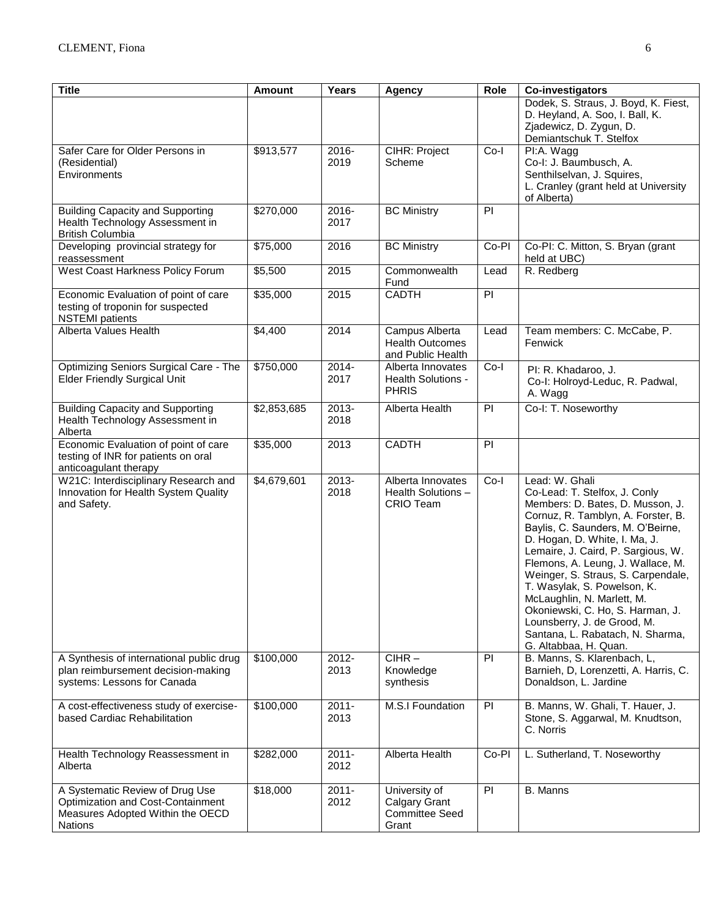| Title | Amount | Years | Agency | Role | Co-investigators |
|---|---|---|---|---|---|
| | | | | | Dodek, S. Straus, J. Boyd, K. Fiest, D. Heyland, A. Soo, I. Ball, K. Zjadewicz, D. Zygun, D. Demiantschuk T. Stelfox |
| Safer Care for Older Persons in (Residential) Environments | $913,577 | 2016-2019 | CIHR: Project Scheme | Co-I | PI:A. Wagg Co-I: J. Baumbusch, A. Senthilselvan, J. Squires, L. Cranley (grant held at University of Alberta) |
| Building Capacity and Supporting Health Technology Assessment in British Columbia | $270,000 | 2016-2017 | BC Ministry | PI | |
| Developing provincial strategy for reassessment | $75,000 | 2016 | BC Ministry | Co-PI | Co-PI: C. Mitton, S. Bryan (grant held at UBC) |
| West Coast Harkness Policy Forum | $5,500 | 2015 | Commonwealth Fund | Lead | R. Redberg |
| Economic Evaluation of point of care testing of troponin for suspected NSTEMI patients | $35,000 | 2015 | CADTH | PI | |
| Alberta Values Health | $4,400 | 2014 | Campus Alberta Health Outcomes and Public Health | Lead | Team members: C. McCabe, P. Fenwick |
| Optimizing Seniors Surgical Care - The Elder Friendly Surgical Unit | $750,000 | 2014-2017 | Alberta Innovates Health Solutions - PHRIS | Co-I | PI: R. Khadaroo, J. Co-I: Holroyd-Leduc, R. Padwal, A. Wagg |
| Building Capacity and Supporting Health Technology Assessment in Alberta | $2,853,685 | 2013-2018 | Alberta Health | PI | Co-I: T. Noseworthy |
| Economic Evaluation of point of care testing of INR for patients on oral anticoagulant therapy | $35,000 | 2013 | CADTH | PI | |
| W21C: Interdisciplinary Research and Innovation for Health System Quality and Safety. | $4,679,601 | 2013-2018 | Alberta Innovates Health Solutions – CRIO Team | Co-I | Lead: W. Ghali Co-Lead: T. Stelfox, J. Conly Members: D. Bates, D. Musson, J. Cornuz, R. Tamblyn, A. Forster, B. Baylis, C. Saunders, M. O'Beirne, D. Hogan, D. White, I. Ma, J. Lemaire, J. Caird, P. Sargious, W. Flemons, A. Leung, J. Wallace, M. Weinger, S. Straus, S. Carpendale, T. Wasylak, S. Powelson, K. McLaughlin, N. Marlett, M. Okoniewski, C. Ho, S. Harman, J. Lounsberry, J. de Grood, M. Santana, L. Rabatach, N. Sharma, G. Altabbaa, H. Quan. |
| A Synthesis of international public drug plan reimbursement decision-making systems: Lessons for Canada | $100,000 | 2012-2013 | CIHR – Knowledge synthesis | PI | B. Manns, S. Klarenbach, L, Barnieh, D, Lorenzetti, A. Harris, C. Donaldson, L. Jardine |
| A cost-effectiveness study of exercise-based Cardiac Rehabilitation | $100,000 | 2011-2013 | M.S.I Foundation | PI | B. Manns, W. Ghali, T. Hauer, J. Stone, S. Aggarwal, M. Knudtson, C. Norris |
| Health Technology Reassessment in Alberta | $282,000 | 2011-2012 | Alberta Health | Co-PI | L. Sutherland, T. Noseworthy |
| A Systematic Review of Drug Use Optimization and Cost-Containment Measures Adopted Within the OECD Nations | $18,000 | 2011-2012 | University of Calgary Grant Committee Seed Grant | PI | B. Manns |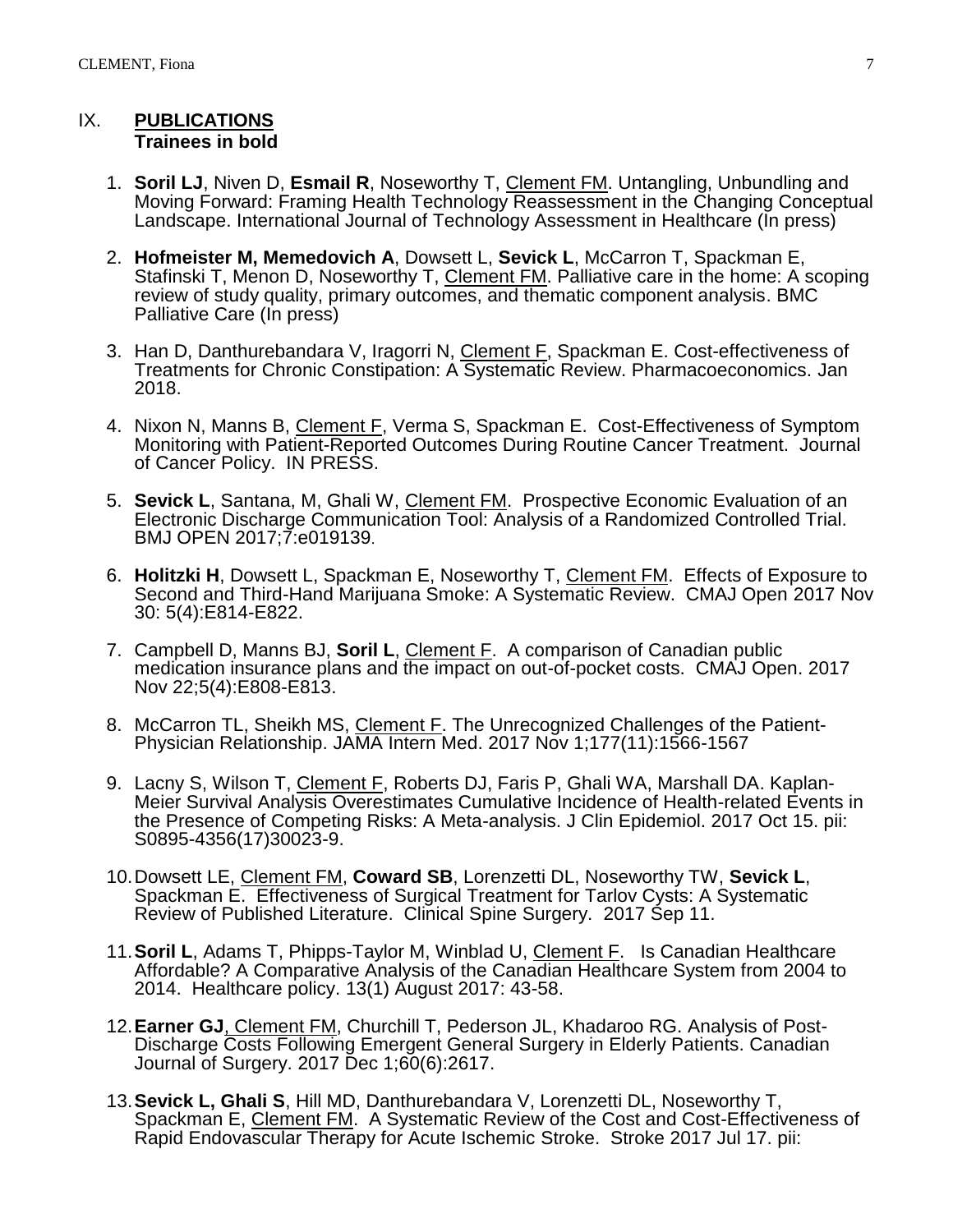## IX. PUBLICATIONS

**Trainees in bold**

1. **Soril LJ**, Niven D, **Esmail R**, Noseworthy T, Clement FM. Untangling, Unbundling and Moving Forward: Framing Health Technology Reassessment in the Changing Conceptual Landscape. International Journal of Technology Assessment in Healthcare (In press)

2. **Hofmeister M, Memedovich A**, Dowsett L, **Sevick L**, McCarron T, Spackman E, Stafinski T, Menon D, Noseworthy T, Clement FM. Palliative care in the home: A scoping review of study quality, primary outcomes, and thematic component analysis. BMC Palliative Care (In press)

3. Han D, Danthurebandara V, Iragorri N, Clement F, Spackman E. Cost-effectiveness of Treatments for Chronic Constipation: A Systematic Review. Pharmacoeconomics. Jan 2018.

4. Nixon N, Manns B, Clement F, Verma S, Spackman E. Cost-Effectiveness of Symptom Monitoring with Patient-Reported Outcomes During Routine Cancer Treatment. Journal of Cancer Policy. IN PRESS.

5. **Sevick L**, Santana, M, Ghali W, Clement FM. Prospective Economic Evaluation of an Electronic Discharge Communication Tool: Analysis of a Randomized Controlled Trial. BMJ OPEN 2017;7:e019139.

6. **Holitzki H**, Dowsett L, Spackman E, Noseworthy T, Clement FM. Effects of Exposure to Second and Third-Hand Marijuana Smoke: A Systematic Review. CMAJ Open 2017 Nov 30: 5(4):E814-E822.

7. Campbell D, Manns BJ, **Soril L**, Clement F. A comparison of Canadian public medication insurance plans and the impact on out-of-pocket costs. CMAJ Open. 2017 Nov 22;5(4):E808-E813.

8. McCarron TL, Sheikh MS, Clement F. The Unrecognized Challenges of the Patient-Physician Relationship. JAMA Intern Med. 2017 Nov 1;177(11):1566-1567

9. Lacny S, Wilson T, Clement F, Roberts DJ, Faris P, Ghali WA, Marshall DA. Kaplan-Meier Survival Analysis Overestimates Cumulative Incidence of Health-related Events in the Presence of Competing Risks: A Meta-analysis. J Clin Epidemiol. 2017 Oct 15. pii: S0895-4356(17)30023-9.

10. Dowsett LE, Clement FM, **Coward SB**, Lorenzetti DL, Noseworthy TW, **Sevick L**, Spackman E. Effectiveness of Surgical Treatment for Tarlov Cysts: A Systematic Review of Published Literature. Clinical Spine Surgery. 2017 Sep 11.

11. **Soril L**, Adams T, Phipps-Taylor M, Winblad U, Clement F. Is Canadian Healthcare Affordable? A Comparative Analysis of the Canadian Healthcare System from 2004 to 2014. Healthcare policy. 13(1) August 2017: 43-58.

12. **Earner GJ**, Clement FM, Churchill T, Pederson JL, Khadaroo RG. Analysis of Post-Discharge Costs Following Emergent General Surgery in Elderly Patients. Canadian Journal of Surgery. 2017 Dec 1;60(6):2617.

13. **Sevick L, Ghali S**, Hill MD, Danthurebandara V, Lorenzetti DL, Noseworthy T, Spackman E, Clement FM. A Systematic Review of the Cost and Cost-Effectiveness of Rapid Endovascular Therapy for Acute Ischemic Stroke. Stroke 2017 Jul 17. pii: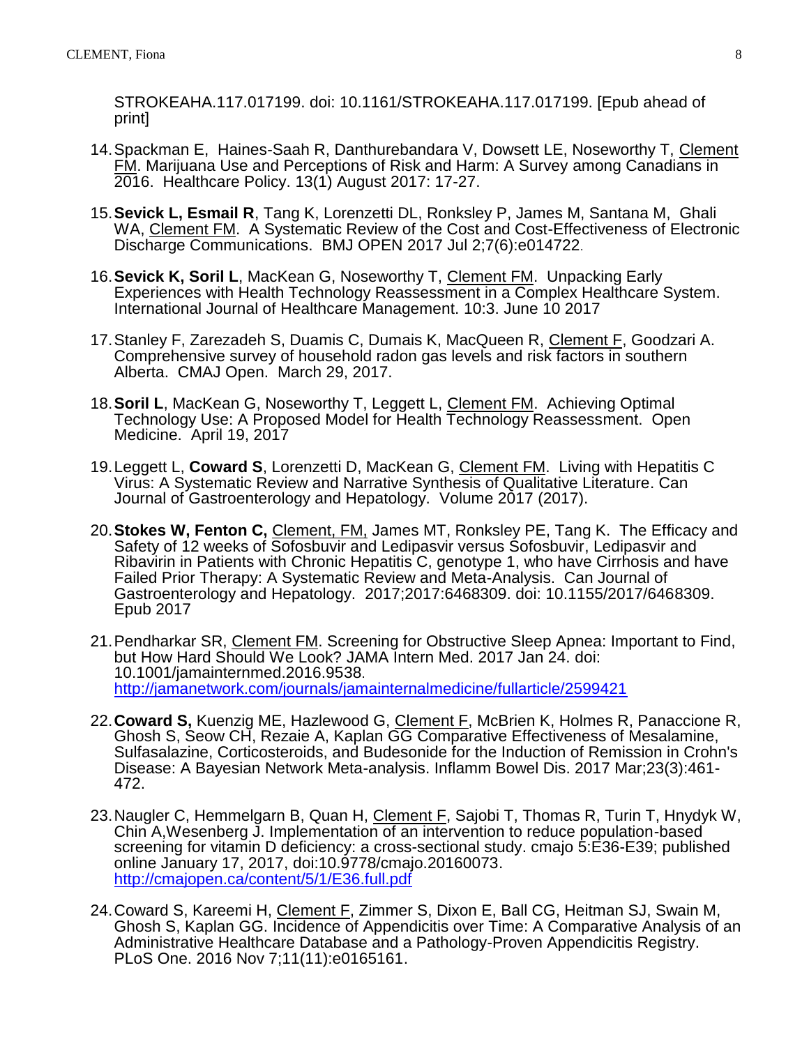STROKEAHA.117.017199. doi: 10.1161/STROKEAHA.117.017199. [Epub ahead of print]

14. Spackman E, Haines-Saah R, Danthurebandara V, Dowsett LE, Noseworthy T, <u>Clement FM</u>. Marijuana Use and Perceptions of Risk and Harm: A Survey among Canadians in 2016. Healthcare Policy. 13(1) August 2017: 17-27.

15. **Sevick L, Esmail R**, Tang K, Lorenzetti DL, Ronksley P, James M, Santana M, Ghali WA, <u>Clement FM</u>. A Systematic Review of the Cost and Cost-Effectiveness of Electronic Discharge Communications. BMJ OPEN 2017 Jul 2;7(6):e014722.

16. **Sevick K, Soril L**, MacKean G, Noseworthy T, <u>Clement FM</u>. Unpacking Early Experiences with Health Technology Reassessment in a Complex Healthcare System. International Journal of Healthcare Management. 10:3. June 10 2017

17. Stanley F, Zarezadeh S, Duamis C, Dumais K, MacQueen R, <u>Clement F</u>, Goodzari A. Comprehensive survey of household radon gas levels and risk factors in southern Alberta. CMAJ Open. March 29, 2017.

18. **Soril L**, MacKean G, Noseworthy T, Leggett L, <u>Clement FM</u>. Achieving Optimal Technology Use: A Proposed Model for Health Technology Reassessment. Open Medicine. April 19, 2017

19. Leggett L, **Coward S**, Lorenzetti D, MacKean G, <u>Clement FM</u>. Living with Hepatitis C Virus: A Systematic Review and Narrative Synthesis of Qualitative Literature. Can Journal of Gastroenterology and Hepatology. Volume 2017 (2017).

20. **Stokes W, Fenton C,** <u>Clement, FM,</u> James MT, Ronksley PE, Tang K. The Efficacy and Safety of 12 weeks of Sofosbuvir and Ledipasvir versus Sofosbuvir, Ledipasvir and Ribavirin in Patients with Chronic Hepatitis C, genotype 1, who have Cirrhosis and have Failed Prior Therapy: A Systematic Review and Meta-Analysis. Can Journal of Gastroenterology and Hepatology. 2017;2017:6468309. doi: 10.1155/2017/6468309. Epub 2017

21. Pendharkar SR, <u>Clement FM</u>. Screening for Obstructive Sleep Apnea: Important to Find, but How Hard Should We Look? JAMA Intern Med. 2017 Jan 24. doi: 10.1001/jamainternmed.2016.9538. http://jamanetwork.com/journals/jamainternalmedicine/fullarticle/2599421

22. **Coward S,** Kuenzig ME, Hazlewood G, <u>Clement F</u>, McBrien K, Holmes R, Panaccione R, Ghosh S, Seow CH, Rezaie A, Kaplan GG Comparative Effectiveness of Mesalamine, Sulfasalazine, Corticosteroids, and Budesonide for the Induction of Remission in Crohn's Disease: A Bayesian Network Meta-analysis. Inflamm Bowel Dis. 2017 Mar;23(3):461-472.

23. Naugler C, Hemmelgarn B, Quan H, <u>Clement F</u>, Sajobi T, Thomas R, Turin T, Hnydyk W, Chin A,Wesenberg J. Implementation of an intervention to reduce population-based screening for vitamin D deficiency: a cross-sectional study. cmajo 5:E36-E39; published online January 17, 2017, doi:10.9778/cmajo.20160073. http://cmajopen.ca/content/5/1/E36.full.pdf

24. Coward S, Kareemi H, <u>Clement F</u>, Zimmer S, Dixon E, Ball CG, Heitman SJ, Swain M, Ghosh S, Kaplan GG. Incidence of Appendicitis over Time: A Comparative Analysis of an Administrative Healthcare Database and a Pathology-Proven Appendicitis Registry. PLoS One. 2016 Nov 7;11(11):e0165161.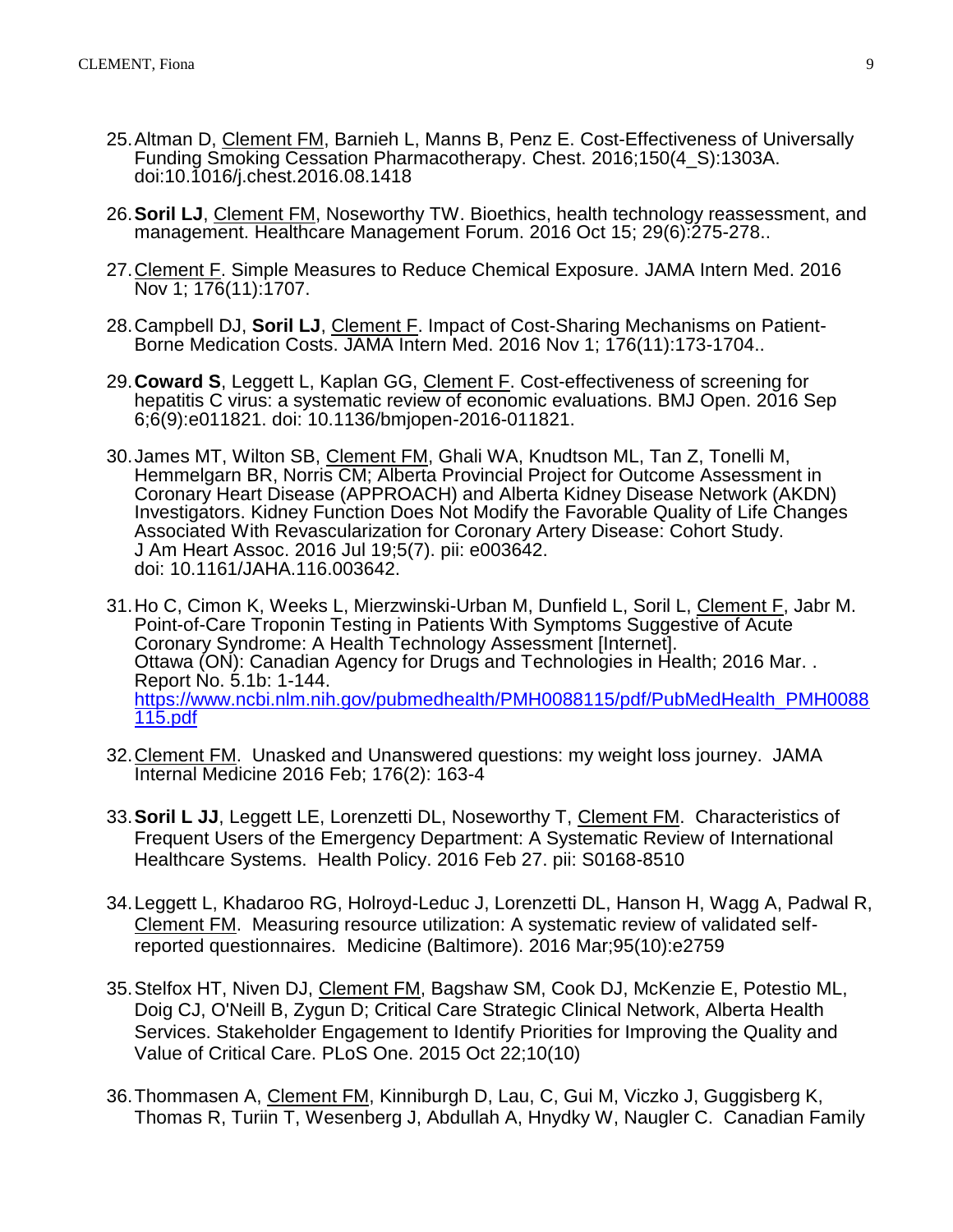25. Altman D, <u>Clement FM</u>, Barnieh L, Manns B, Penz E. Cost-Effectiveness of Universally Funding Smoking Cessation Pharmacotherapy. Chest. 2016;150(4_S):1303A. doi:10.1016/j.chest.2016.08.1418

26. **Soril LJ**, <u>Clement FM</u>, Noseworthy TW. Bioethics, health technology reassessment, and management. Healthcare Management Forum. 2016 Oct 15; 29(6):275-278..

27. <u>Clement F</u>. Simple Measures to Reduce Chemical Exposure. JAMA Intern Med. 2016 Nov 1; 176(11):1707.

28. Campbell DJ, **Soril LJ**, <u>Clement F</u>. Impact of Cost-Sharing Mechanisms on Patient-Borne Medication Costs. JAMA Intern Med. 2016 Nov 1; 176(11):173-1704..

29. **Coward S**, Leggett L, Kaplan GG, <u>Clement F</u>. Cost-effectiveness of screening for hepatitis C virus: a systematic review of economic evaluations. BMJ Open. 2016 Sep 6;6(9):e011821. doi: 10.1136/bmjopen-2016-011821.

30. James MT, Wilton SB, <u>Clement FM</u>, Ghali WA, Knudtson ML, Tan Z, Tonelli M, Hemmelgarn BR, Norris CM; Alberta Provincial Project for Outcome Assessment in Coronary Heart Disease (APPROACH) and Alberta Kidney Disease Network (AKDN) Investigators. Kidney Function Does Not Modify the Favorable Quality of Life Changes Associated With Revascularization for Coronary Artery Disease: Cohort Study. J Am Heart Assoc. 2016 Jul 19;5(7). pii: e003642. doi: 10.1161/JAHA.116.003642.

31. Ho C, Cimon K, Weeks L, Mierzwinski-Urban M, Dunfield L, Soril L, <u>Clement F</u>, Jabr M. Point-of-Care Troponin Testing in Patients With Symptoms Suggestive of Acute Coronary Syndrome: A Health Technology Assessment [Internet]. Ottawa (ON): Canadian Agency for Drugs and Technologies in Health; 2016 Mar. . Report No. 5.1b: 1-144. https://www.ncbi.nlm.nih.gov/pubmedhealth/PMH0088115/pdf/PubMedHealth_PMH0088115.pdf

32. <u>Clement FM</u>. Unasked and Unanswered questions: my weight loss journey. JAMA Internal Medicine 2016 Feb; 176(2): 163-4

33. **Soril L JJ**, Leggett LE, Lorenzetti DL, Noseworthy T, <u>Clement FM</u>. Characteristics of Frequent Users of the Emergency Department: A Systematic Review of International Healthcare Systems. Health Policy. 2016 Feb 27. pii: S0168-8510

34. Leggett L, Khadaroo RG, Holroyd-Leduc J, Lorenzetti DL, Hanson H, Wagg A, Padwal R, <u>Clement FM</u>. Measuring resource utilization: A systematic review of validated self-reported questionnaires. Medicine (Baltimore). 2016 Mar;95(10):e2759

35. Stelfox HT, Niven DJ, <u>Clement FM</u>, Bagshaw SM, Cook DJ, McKenzie E, Potestio ML, Doig CJ, O'Neill B, Zygun D; Critical Care Strategic Clinical Network, Alberta Health Services. Stakeholder Engagement to Identify Priorities for Improving the Quality and Value of Critical Care. PLoS One. 2015 Oct 22;10(10)

36. Thommasen A, <u>Clement FM</u>, Kinniburgh D, Lau, C, Gui M, Viczko J, Guggisberg K, Thomas R, Turiin T, Wesenberg J, Abdullah A, Hnydky W, Naugler C. Canadian Family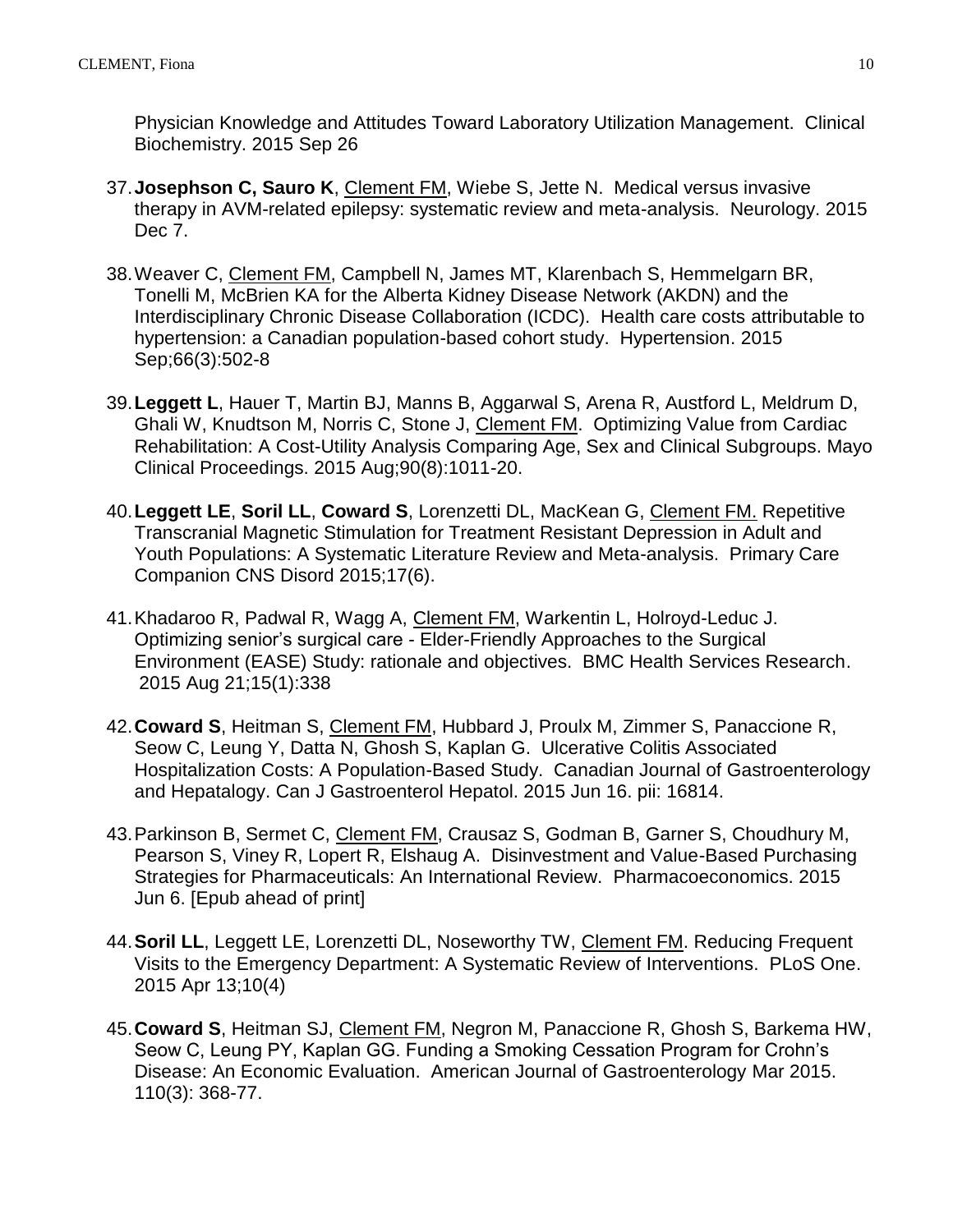Physician Knowledge and Attitudes Toward Laboratory Utilization Management. Clinical Biochemistry. 2015 Sep 26

37. **Josephson C, Sauro K**, Clement FM, Wiebe S, Jette N. Medical versus invasive therapy in AVM-related epilepsy: systematic review and meta-analysis. Neurology. 2015 Dec 7.

38. Weaver C, Clement FM, Campbell N, James MT, Klarenbach S, Hemmelgarn BR, Tonelli M, McBrien KA for the Alberta Kidney Disease Network (AKDN) and the Interdisciplinary Chronic Disease Collaboration (ICDC). Health care costs attributable to hypertension: a Canadian population-based cohort study. Hypertension. 2015 Sep;66(3):502-8

39. **Leggett L**, Hauer T, Martin BJ, Manns B, Aggarwal S, Arena R, Austford L, Meldrum D, Ghali W, Knudtson M, Norris C, Stone J, Clement FM. Optimizing Value from Cardiac Rehabilitation: A Cost-Utility Analysis Comparing Age, Sex and Clinical Subgroups. Mayo Clinical Proceedings. 2015 Aug;90(8):1011-20.

40. **Leggett LE**, **Soril LL**, **Coward S**, Lorenzetti DL, MacKean G, Clement FM. Repetitive Transcranial Magnetic Stimulation for Treatment Resistant Depression in Adult and Youth Populations: A Systematic Literature Review and Meta-analysis. Primary Care Companion CNS Disord 2015;17(6).

41. Khadaroo R, Padwal R, Wagg A, Clement FM, Warkentin L, Holroyd-Leduc J. Optimizing senior's surgical care - Elder-Friendly Approaches to the Surgical Environment (EASE) Study: rationale and objectives. BMC Health Services Research. 2015 Aug 21;15(1):338

42. **Coward S**, Heitman S, Clement FM, Hubbard J, Proulx M, Zimmer S, Panaccione R, Seow C, Leung Y, Datta N, Ghosh S, Kaplan G. Ulcerative Colitis Associated Hospitalization Costs: A Population-Based Study. Canadian Journal of Gastroenterology and Hepatalogy. Can J Gastroenterol Hepatol. 2015 Jun 16. pii: 16814.

43. Parkinson B, Sermet C, Clement FM, Crausaz S, Godman B, Garner S, Choudhury M, Pearson S, Viney R, Lopert R, Elshaug A. Disinvestment and Value-Based Purchasing Strategies for Pharmaceuticals: An International Review. Pharmacoeconomics. 2015 Jun 6. [Epub ahead of print]

44. **Soril LL**, Leggett LE, Lorenzetti DL, Noseworthy TW, Clement FM. Reducing Frequent Visits to the Emergency Department: A Systematic Review of Interventions. PLoS One. 2015 Apr 13;10(4)

45. **Coward S**, Heitman SJ, Clement FM, Negron M, Panaccione R, Ghosh S, Barkema HW, Seow C, Leung PY, Kaplan GG. Funding a Smoking Cessation Program for Crohn's Disease: An Economic Evaluation. American Journal of Gastroenterology Mar 2015. 110(3): 368-77.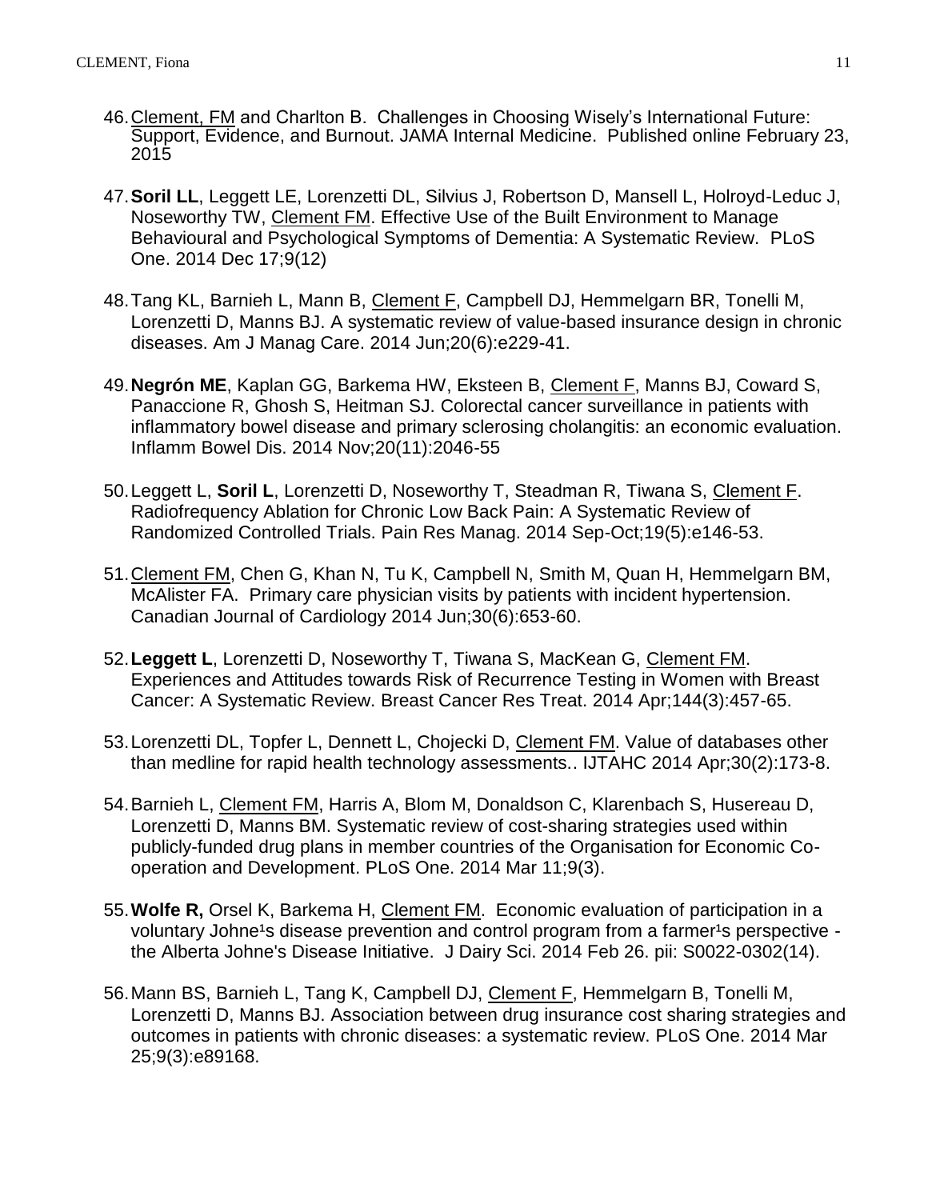46. Clement, FM and Charlton B. Challenges in Choosing Wisely's International Future: Support, Evidence, and Burnout. JAMA Internal Medicine. Published online February 23, 2015

47. **Soril LL**, Leggett LE, Lorenzetti DL, Silvius J, Robertson D, Mansell L, Holroyd-Leduc J, Noseworthy TW, Clement FM. Effective Use of the Built Environment to Manage Behavioural and Psychological Symptoms of Dementia: A Systematic Review. PLoS One. 2014 Dec 17;9(12)

48. Tang KL, Barnieh L, Mann B, Clement F, Campbell DJ, Hemmelgarn BR, Tonelli M, Lorenzetti D, Manns BJ. A systematic review of value-based insurance design in chronic diseases. Am J Manag Care. 2014 Jun;20(6):e229-41.

49. **Negrón ME**, Kaplan GG, Barkema HW, Eksteen B, Clement F, Manns BJ, Coward S, Panaccione R, Ghosh S, Heitman SJ. Colorectal cancer surveillance in patients with inflammatory bowel disease and primary sclerosing cholangitis: an economic evaluation. Inflamm Bowel Dis. 2014 Nov;20(11):2046-55

50. Leggett L, **Soril L**, Lorenzetti D, Noseworthy T, Steadman R, Tiwana S, Clement F. Radiofrequency Ablation for Chronic Low Back Pain: A Systematic Review of Randomized Controlled Trials. Pain Res Manag. 2014 Sep-Oct;19(5):e146-53.

51. Clement FM, Chen G, Khan N, Tu K, Campbell N, Smith M, Quan H, Hemmelgarn BM, McAlister FA. Primary care physician visits by patients with incident hypertension. Canadian Journal of Cardiology 2014 Jun;30(6):653-60.

52. **Leggett L**, Lorenzetti D, Noseworthy T, Tiwana S, MacKean G, Clement FM. Experiences and Attitudes towards Risk of Recurrence Testing in Women with Breast Cancer: A Systematic Review. Breast Cancer Res Treat. 2014 Apr;144(3):457-65.

53. Lorenzetti DL, Topfer L, Dennett L, Chojecki D, Clement FM. Value of databases other than medline for rapid health technology assessments.. IJTAHC 2014 Apr;30(2):173-8.

54. Barnieh L, Clement FM, Harris A, Blom M, Donaldson C, Klarenbach S, Husereau D, Lorenzetti D, Manns BM. Systematic review of cost-sharing strategies used within publicly-funded drug plans in member countries of the Organisation for Economic Co-operation and Development. PLoS One. 2014 Mar 11;9(3).

55. **Wolfe R,** Orsel K, Barkema H, Clement FM. Economic evaluation of participation in a voluntary Johne¹s disease prevention and control program from a farmer¹s perspective - the Alberta Johne's Disease Initiative. J Dairy Sci. 2014 Feb 26. pii: S0022-0302(14).

56. Mann BS, Barnieh L, Tang K, Campbell DJ, Clement F, Hemmelgarn B, Tonelli M, Lorenzetti D, Manns BJ. Association between drug insurance cost sharing strategies and outcomes in patients with chronic diseases: a systematic review. PLoS One. 2014 Mar 25;9(3):e89168.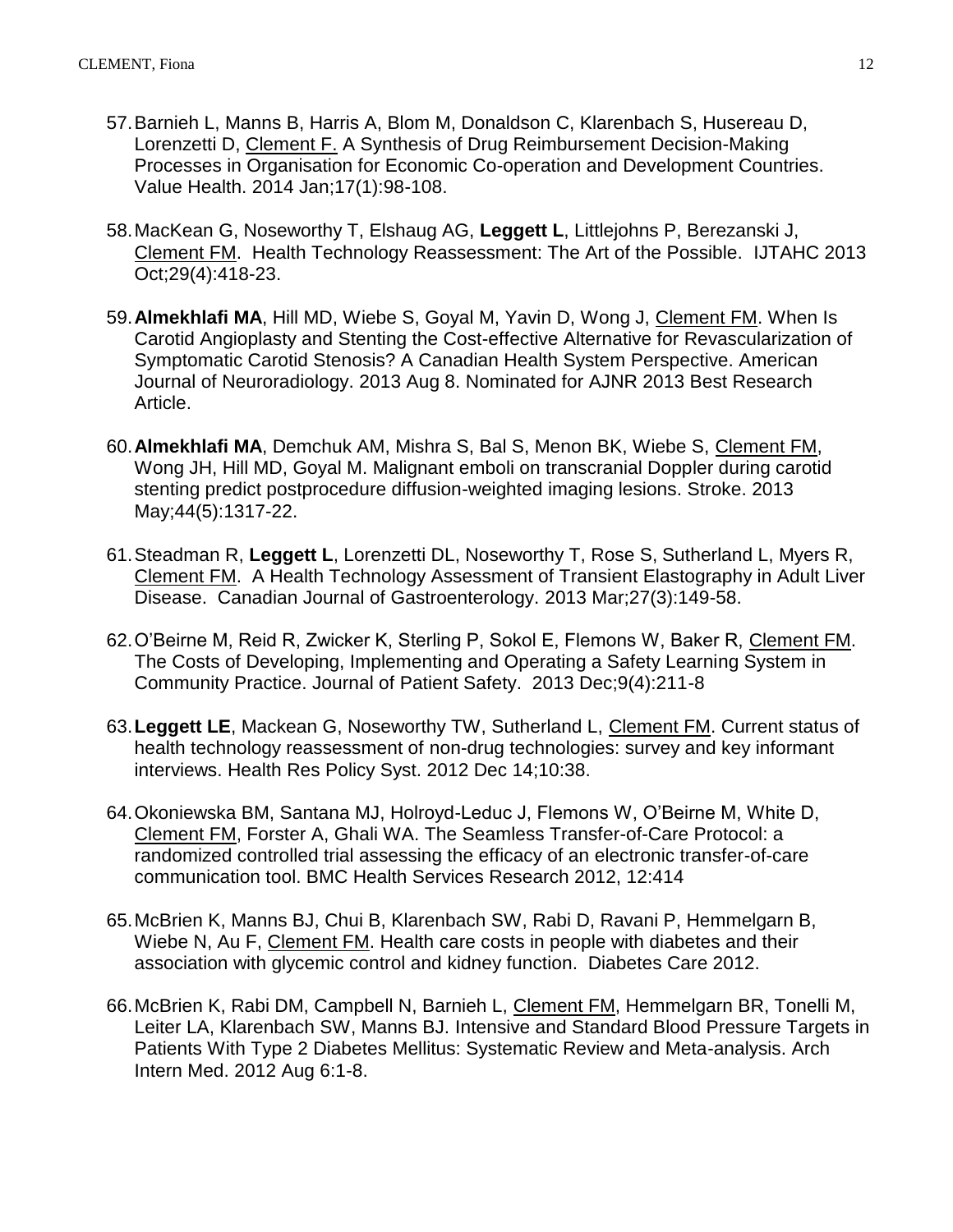57. Barnieh L, Manns B, Harris A, Blom M, Donaldson C, Klarenbach S, Husereau D, Lorenzetti D, <u>Clement F.</u> A Synthesis of Drug Reimbursement Decision-Making Processes in Organisation for Economic Co-operation and Development Countries. Value Health. 2014 Jan;17(1):98-108.

58. MacKean G, Noseworthy T, Elshaug AG, **Leggett L**, Littlejohns P, Berezanski J, <u>Clement FM</u>. Health Technology Reassessment: The Art of the Possible. IJTAHC 2013 Oct;29(4):418-23.

59. **Almekhlafi MA**, Hill MD, Wiebe S, Goyal M, Yavin D, Wong J, <u>Clement FM</u>. When Is Carotid Angioplasty and Stenting the Cost-effective Alternative for Revascularization of Symptomatic Carotid Stenosis? A Canadian Health System Perspective. American Journal of Neuroradiology. 2013 Aug 8. Nominated for AJNR 2013 Best Research Article.

60. **Almekhlafi MA**, Demchuk AM, Mishra S, Bal S, Menon BK, Wiebe S, <u>Clement FM</u>, Wong JH, Hill MD, Goyal M. Malignant emboli on transcranial Doppler during carotid stenting predict postprocedure diffusion-weighted imaging lesions. Stroke. 2013 May;44(5):1317-22.

61. Steadman R, **Leggett L**, Lorenzetti DL, Noseworthy T, Rose S, Sutherland L, Myers R, <u>Clement FM</u>. A Health Technology Assessment of Transient Elastography in Adult Liver Disease. Canadian Journal of Gastroenterology. 2013 Mar;27(3):149-58.

62. O'Beirne M, Reid R, Zwicker K, Sterling P, Sokol E, Flemons W, Baker R, <u>Clement FM</u>. The Costs of Developing, Implementing and Operating a Safety Learning System in Community Practice. Journal of Patient Safety. 2013 Dec;9(4):211-8

63. **Leggett LE**, Mackean G, Noseworthy TW, Sutherland L, <u>Clement FM</u>. Current status of health technology reassessment of non-drug technologies: survey and key informant interviews. Health Res Policy Syst. 2012 Dec 14;10:38.

64. Okoniewska BM, Santana MJ, Holroyd-Leduc J, Flemons W, O'Beirne M, White D, <u>Clement FM</u>, Forster A, Ghali WA. The Seamless Transfer-of-Care Protocol: a randomized controlled trial assessing the efficacy of an electronic transfer-of-care communication tool. BMC Health Services Research 2012, 12:414

65. McBrien K, Manns BJ, Chui B, Klarenbach SW, Rabi D, Ravani P, Hemmelgarn B, Wiebe N, Au F, <u>Clement FM</u>. Health care costs in people with diabetes and their association with glycemic control and kidney function. Diabetes Care 2012.

66. McBrien K, Rabi DM, Campbell N, Barnieh L, <u>Clement FM</u>, Hemmelgarn BR, Tonelli M, Leiter LA, Klarenbach SW, Manns BJ. Intensive and Standard Blood Pressure Targets in Patients With Type 2 Diabetes Mellitus: Systematic Review and Meta-analysis. Arch Intern Med. 2012 Aug 6:1-8.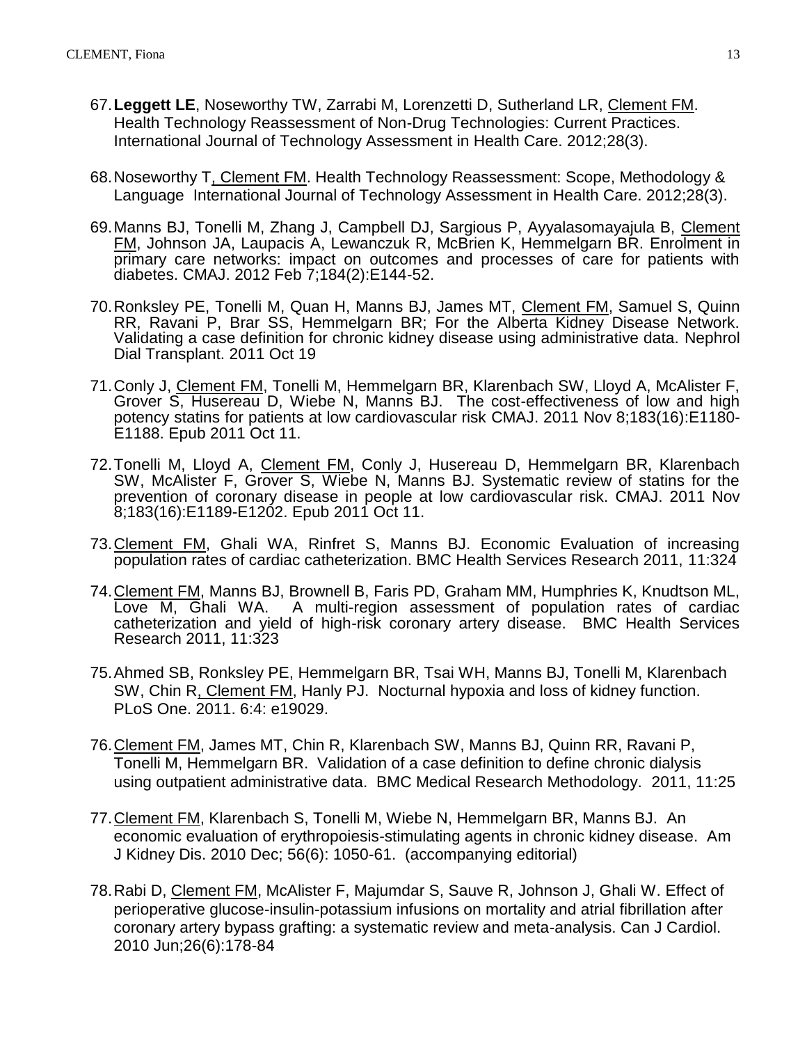67. **Leggett LE**, Noseworthy TW, Zarrabi M, Lorenzetti D, Sutherland LR, Clement FM. Health Technology Reassessment of Non-Drug Technologies: Current Practices. International Journal of Technology Assessment in Health Care. 2012;28(3).

68. Noseworthy T, Clement FM. Health Technology Reassessment: Scope, Methodology & Language International Journal of Technology Assessment in Health Care. 2012;28(3).

69. Manns BJ, Tonelli M, Zhang J, Campbell DJ, Sargious P, Ayyalasomayajula B, Clement FM, Johnson JA, Laupacis A, Lewanczuk R, McBrien K, Hemmelgarn BR. Enrolment in primary care networks: impact on outcomes and processes of care for patients with diabetes. CMAJ. 2012 Feb 7;184(2):E144-52.

70. Ronksley PE, Tonelli M, Quan H, Manns BJ, James MT, Clement FM, Samuel S, Quinn RR, Ravani P, Brar SS, Hemmelgarn BR; For the Alberta Kidney Disease Network. Validating a case definition for chronic kidney disease using administrative data. Nephrol Dial Transplant. 2011 Oct 19

71. Conly J, Clement FM, Tonelli M, Hemmelgarn BR, Klarenbach SW, Lloyd A, McAlister F, Grover S, Husereau D, Wiebe N, Manns BJ. The cost-effectiveness of low and high potency statins for patients at low cardiovascular risk CMAJ. 2011 Nov 8;183(16):E1180-E1188. Epub 2011 Oct 11.

72. Tonelli M, Lloyd A, Clement FM, Conly J, Husereau D, Hemmelgarn BR, Klarenbach SW, McAlister F, Grover S, Wiebe N, Manns BJ. Systematic review of statins for the prevention of coronary disease in people at low cardiovascular risk. CMAJ. 2011 Nov 8;183(16):E1189-E1202. Epub 2011 Oct 11.

73. Clement FM, Ghali WA, Rinfret S, Manns BJ. Economic Evaluation of increasing population rates of cardiac catheterization. BMC Health Services Research 2011, 11:324

74. Clement FM, Manns BJ, Brownell B, Faris PD, Graham MM, Humphries K, Knudtson ML, Love M, Ghali WA. A multi-region assessment of population rates of cardiac catheterization and yield of high-risk coronary artery disease. BMC Health Services Research 2011, 11:323

75. Ahmed SB, Ronksley PE, Hemmelgarn BR, Tsai WH, Manns BJ, Tonelli M, Klarenbach SW, Chin R, Clement FM, Hanly PJ. Nocturnal hypoxia and loss of kidney function. PLoS One. 2011. 6:4: e19029.

76. Clement FM, James MT, Chin R, Klarenbach SW, Manns BJ, Quinn RR, Ravani P, Tonelli M, Hemmelgarn BR. Validation of a case definition to define chronic dialysis using outpatient administrative data. BMC Medical Research Methodology. 2011, 11:25

77. Clement FM, Klarenbach S, Tonelli M, Wiebe N, Hemmelgarn BR, Manns BJ. An economic evaluation of erythropoiesis-stimulating agents in chronic kidney disease. Am J Kidney Dis. 2010 Dec; 56(6): 1050-61. (accompanying editorial)

78. Rabi D, Clement FM, McAlister F, Majumdar S, Sauve R, Johnson J, Ghali W. Effect of perioperative glucose-insulin-potassium infusions on mortality and atrial fibrillation after coronary artery bypass grafting: a systematic review and meta-analysis. Can J Cardiol. 2010 Jun;26(6):178-84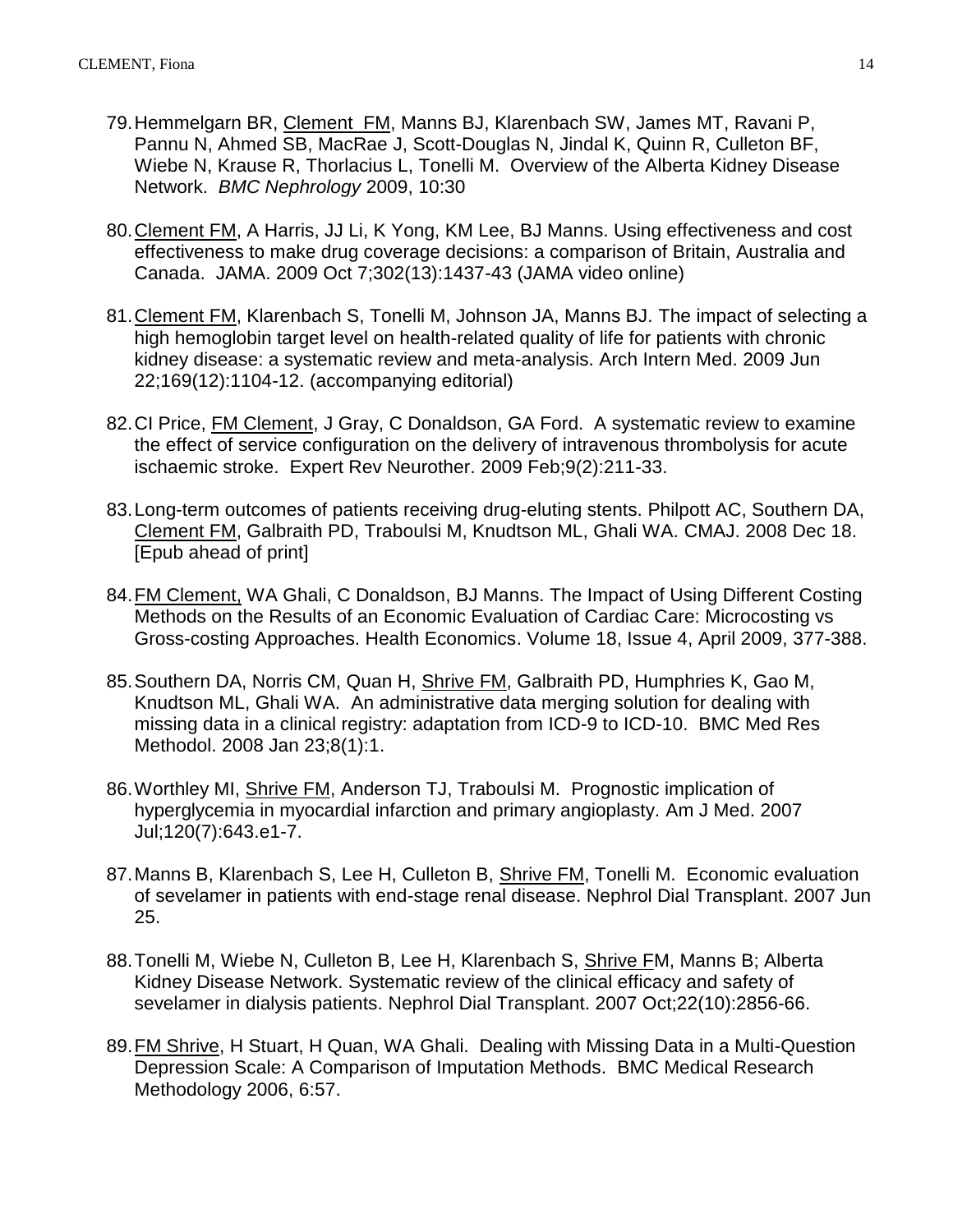79. Hemmelgarn BR, Clement FM, Manns BJ, Klarenbach SW, James MT, Ravani P, Pannu N, Ahmed SB, MacRae J, Scott-Douglas N, Jindal K, Quinn R, Culleton BF, Wiebe N, Krause R, Thorlacius L, Tonelli M. Overview of the Alberta Kidney Disease Network. *BMC Nephrology* 2009, 10:30

80. Clement FM, A Harris, JJ Li, K Yong, KM Lee, BJ Manns. Using effectiveness and cost effectiveness to make drug coverage decisions: a comparison of Britain, Australia and Canada. JAMA. 2009 Oct 7;302(13):1437-43 (JAMA video online)

81. Clement FM, Klarenbach S, Tonelli M, Johnson JA, Manns BJ. The impact of selecting a high hemoglobin target level on health-related quality of life for patients with chronic kidney disease: a systematic review and meta-analysis. Arch Intern Med. 2009 Jun 22;169(12):1104-12. (accompanying editorial)

82. CI Price, FM Clement, J Gray, C Donaldson, GA Ford. A systematic review to examine the effect of service configuration on the delivery of intravenous thrombolysis for acute ischaemic stroke. Expert Rev Neurother. 2009 Feb;9(2):211-33.

83. Long-term outcomes of patients receiving drug-eluting stents. Philpott AC, Southern DA, Clement FM, Galbraith PD, Traboulsi M, Knudtson ML, Ghali WA. CMAJ. 2008 Dec 18. [Epub ahead of print]

84. FM Clement, WA Ghali, C Donaldson, BJ Manns. The Impact of Using Different Costing Methods on the Results of an Economic Evaluation of Cardiac Care: Microcosting vs Gross-costing Approaches. Health Economics. Volume 18, Issue 4, April 2009, 377-388.

85. Southern DA, Norris CM, Quan H, Shrive FM, Galbraith PD, Humphries K, Gao M, Knudtson ML, Ghali WA. An administrative data merging solution for dealing with missing data in a clinical registry: adaptation from ICD-9 to ICD-10. BMC Med Res Methodol. 2008 Jan 23;8(1):1.

86. Worthley MI, Shrive FM, Anderson TJ, Traboulsi M. Prognostic implication of hyperglycemia in myocardial infarction and primary angioplasty. Am J Med. 2007 Jul;120(7):643.e1-7.

87. Manns B, Klarenbach S, Lee H, Culleton B, Shrive FM, Tonelli M. Economic evaluation of sevelamer in patients with end-stage renal disease. Nephrol Dial Transplant. 2007 Jun 25.

88. Tonelli M, Wiebe N, Culleton B, Lee H, Klarenbach S, Shrive FM, Manns B; Alberta Kidney Disease Network. Systematic review of the clinical efficacy and safety of sevelamer in dialysis patients. Nephrol Dial Transplant. 2007 Oct;22(10):2856-66.

89. FM Shrive, H Stuart, H Quan, WA Ghali. Dealing with Missing Data in a Multi-Question Depression Scale: A Comparison of Imputation Methods. BMC Medical Research Methodology 2006, 6:57.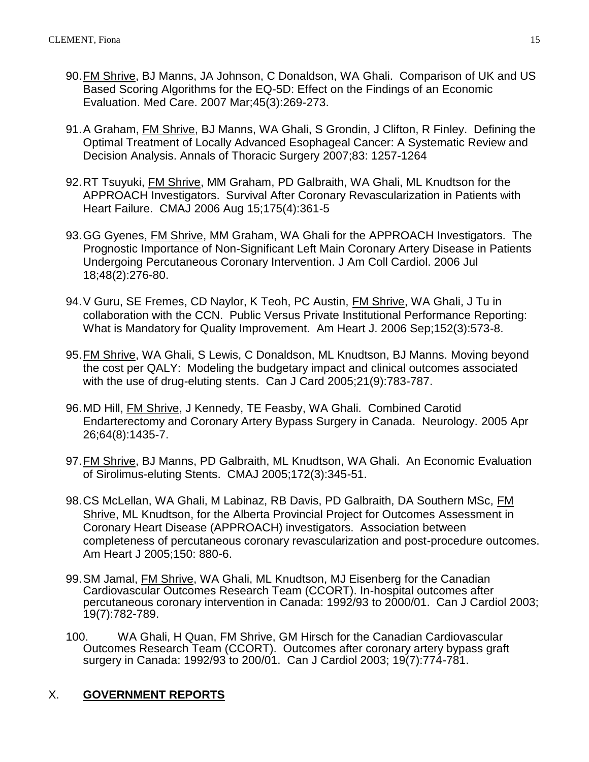90. <u>FM Shrive</u>, BJ Manns, JA Johnson, C Donaldson, WA Ghali. Comparison of UK and US Based Scoring Algorithms for the EQ-5D: Effect on the Findings of an Economic Evaluation. Med Care. 2007 Mar;45(3):269-273.

91. A Graham, <u>FM Shrive</u>, BJ Manns, WA Ghali, S Grondin, J Clifton, R Finley. Defining the Optimal Treatment of Locally Advanced Esophageal Cancer: A Systematic Review and Decision Analysis. Annals of Thoracic Surgery 2007;83: 1257-1264

92. RT Tsuyuki, <u>FM Shrive</u>, MM Graham, PD Galbraith, WA Ghali, ML Knudtson for the APPROACH Investigators. Survival After Coronary Revascularization in Patients with Heart Failure. CMAJ 2006 Aug 15;175(4):361-5

93. GG Gyenes, <u>FM Shrive</u>, MM Graham, WA Ghali for the APPROACH Investigators. The Prognostic Importance of Non-Significant Left Main Coronary Artery Disease in Patients Undergoing Percutaneous Coronary Intervention. J Am Coll Cardiol. 2006 Jul 18;48(2):276-80.

94. V Guru, SE Fremes, CD Naylor, K Teoh, PC Austin, <u>FM Shrive</u>, WA Ghali, J Tu in collaboration with the CCN. Public Versus Private Institutional Performance Reporting: What is Mandatory for Quality Improvement. Am Heart J. 2006 Sep;152(3):573-8.

95. <u>FM Shrive</u>, WA Ghali, S Lewis, C Donaldson, ML Knudtson, BJ Manns. Moving beyond the cost per QALY: Modeling the budgetary impact and clinical outcomes associated with the use of drug-eluting stents. Can J Card 2005;21(9):783-787.

96. MD Hill, <u>FM Shrive</u>, J Kennedy, TE Feasby, WA Ghali. Combined Carotid Endarterectomy and Coronary Artery Bypass Surgery in Canada. Neurology. 2005 Apr 26;64(8):1435-7.

97. <u>FM Shrive</u>, BJ Manns, PD Galbraith, ML Knudtson, WA Ghali. An Economic Evaluation of Sirolimus-eluting Stents. CMAJ 2005;172(3):345-51.

98. CS McLellan, WA Ghali, M Labinaz, RB Davis, PD Galbraith, DA Southern MSc, <u>FM Shrive</u>, ML Knudtson, for the Alberta Provincial Project for Outcomes Assessment in Coronary Heart Disease (APPROACH) investigators. Association between completeness of percutaneous coronary revascularization and post-procedure outcomes. Am Heart J 2005;150: 880-6.

99. SM Jamal, <u>FM Shrive</u>, WA Ghali, ML Knudtson, MJ Eisenberg for the Canadian Cardiovascular Outcomes Research Team (CCORT). In-hospital outcomes after percutaneous coronary intervention in Canada: 1992/93 to 2000/01. Can J Cardiol 2003; 19(7):782-789.

100. WA Ghali, H Quan, FM Shrive, GM Hirsch for the Canadian Cardiovascular Outcomes Research Team (CCORT). Outcomes after coronary artery bypass graft surgery in Canada: 1992/93 to 200/01. Can J Cardiol 2003; 19(7):774-781.

## X. <u>**GOVERNMENT REPORTS**</u>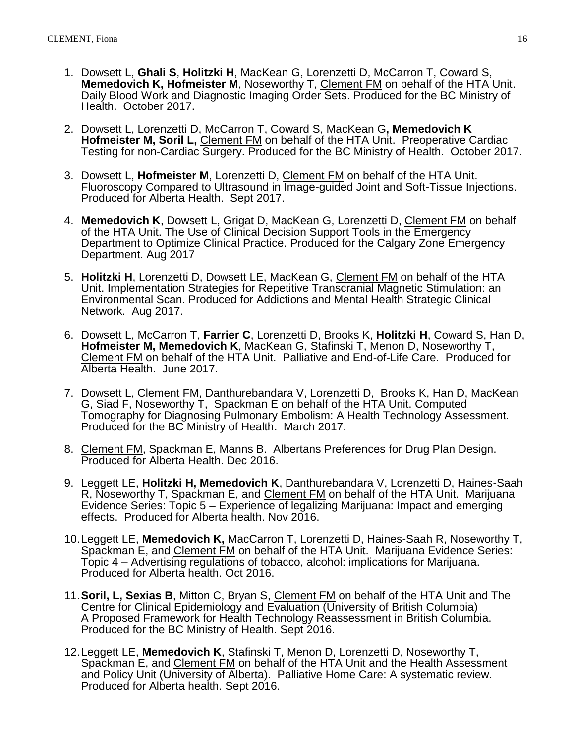1. Dowsett L, **Ghali S**, **Holitzki H**, MacKean G, Lorenzetti D, McCarron T, Coward S, **Memedovich K, Hofmeister M**, Noseworthy T, <u>Clement FM</u> on behalf of the HTA Unit. Daily Blood Work and Diagnostic Imaging Order Sets. Produced for the BC Ministry of Health. October 2017.

2. Dowsett L, Lorenzetti D, McCarron T, Coward S, MacKean G**, Memedovich K Hofmeister M, Soril L,** <u>Clement FM</u> on behalf of the HTA Unit. Preoperative Cardiac Testing for non-Cardiac Surgery. Produced for the BC Ministry of Health. October 2017.

3. Dowsett L, **Hofmeister M**, Lorenzetti D, <u>Clement FM</u> on behalf of the HTA Unit. Fluoroscopy Compared to Ultrasound in Image-guided Joint and Soft-Tissue Injections. Produced for Alberta Health. Sept 2017.

4. **Memedovich K**, Dowsett L, Grigat D, MacKean G, Lorenzetti D, <u>Clement FM</u> on behalf of the HTA Unit. The Use of Clinical Decision Support Tools in the Emergency Department to Optimize Clinical Practice. Produced for the Calgary Zone Emergency Department. Aug 2017

5. **Holitzki H**, Lorenzetti D, Dowsett LE, MacKean G, <u>Clement FM</u> on behalf of the HTA Unit. Implementation Strategies for Repetitive Transcranial Magnetic Stimulation: an Environmental Scan. Produced for Addictions and Mental Health Strategic Clinical Network. Aug 2017.

6. Dowsett L, McCarron T, **Farrier C**, Lorenzetti D, Brooks K, **Holitzki H**, Coward S, Han D, **Hofmeister M, Memedovich K**, MacKean G, Stafinski T, Menon D, Noseworthy T, <u>Clement FM</u> on behalf of the HTA Unit. Palliative and End-of-Life Care. Produced for Alberta Health. June 2017.

7. Dowsett L, Clement FM, Danthurebandara V, Lorenzetti D, Brooks K, Han D, MacKean G, Siad F, Noseworthy T, Spackman E on behalf of the HTA Unit. Computed Tomography for Diagnosing Pulmonary Embolism: A Health Technology Assessment. Produced for the BC Ministry of Health. March 2017.

8. <u>Clement FM</u>, Spackman E, Manns B. Albertans Preferences for Drug Plan Design. Produced for Alberta Health. Dec 2016.

9. Leggett LE, **Holitzki H, Memedovich K**, Danthurebandara V, Lorenzetti D, Haines-Saah R, Noseworthy T, Spackman E, and <u>Clement FM</u> on behalf of the HTA Unit. Marijuana Evidence Series: Topic 5 – Experience of legalizing Marijuana: Impact and emerging effects. Produced for Alberta health. Nov 2016.

10. Leggett LE, **Memedovich K,** MacCarron T, Lorenzetti D, Haines-Saah R, Noseworthy T, Spackman E, and <u>Clement FM</u> on behalf of the HTA Unit. Marijuana Evidence Series: Topic 4 – Advertising regulations of tobacco, alcohol: implications for Marijuana. Produced for Alberta health. Oct 2016.

11. **Soril, L, Sexias B**, Mitton C, Bryan S, <u>Clement FM</u> on behalf of the HTA Unit and The Centre for Clinical Epidemiology and Evaluation (University of British Columbia) A Proposed Framework for Health Technology Reassessment in British Columbia. Produced for the BC Ministry of Health. Sept 2016.

12. Leggett LE, **Memedovich K**, Stafinski T, Menon D, Lorenzetti D, Noseworthy T, Spackman E, and <u>Clement FM</u> on behalf of the HTA Unit and the Health Assessment and Policy Unit (University of Alberta). Palliative Home Care: A systematic review. Produced for Alberta health. Sept 2016.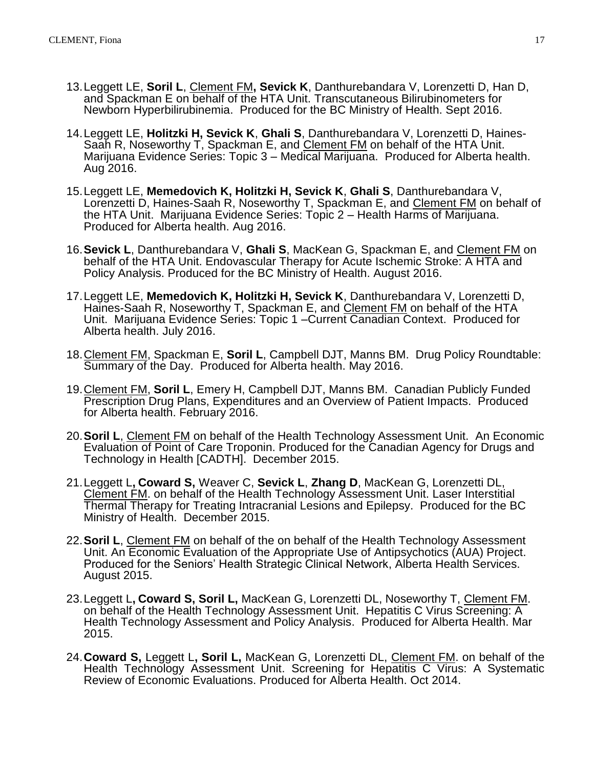13. Leggett LE, **Soril L**, <u>Clement FM</u>**, Sevick K**, Danthurebandara V, Lorenzetti D, Han D, and Spackman E on behalf of the HTA Unit. Transcutaneous Bilirubinometers for Newborn Hyperbilirubinemia. Produced for the BC Ministry of Health. Sept 2016.

14. Leggett LE, **Holitzki H, Sevick K**, **Ghali S**, Danthurebandara V, Lorenzetti D, Haines-Saah R, Noseworthy T, Spackman E, and <u>Clement FM</u> on behalf of the HTA Unit. Marijuana Evidence Series: Topic 3 – Medical Marijuana. Produced for Alberta health. Aug 2016.

15. Leggett LE, **Memedovich K, Holitzki H, Sevick K**, **Ghali S**, Danthurebandara V, Lorenzetti D, Haines-Saah R, Noseworthy T, Spackman E, and <u>Clement FM</u> on behalf of the HTA Unit. Marijuana Evidence Series: Topic 2 – Health Harms of Marijuana. Produced for Alberta health. Aug 2016.

16. **Sevick L**, Danthurebandara V, **Ghali S**, MacKean G, Spackman E, and <u>Clement FM</u> on behalf of the HTA Unit. Endovascular Therapy for Acute Ischemic Stroke: A HTA and Policy Analysis. Produced for the BC Ministry of Health. August 2016.

17. Leggett LE, **Memedovich K, Holitzki H, Sevick K**, Danthurebandara V, Lorenzetti D, Haines-Saah R, Noseworthy T, Spackman E, and <u>Clement FM</u> on behalf of the HTA Unit. Marijuana Evidence Series: Topic 1 –Current Canadian Context. Produced for Alberta health. July 2016.

18. <u>Clement FM</u>, Spackman E, **Soril L**, Campbell DJT, Manns BM. Drug Policy Roundtable: Summary of the Day. Produced for Alberta health. May 2016.

19. <u>Clement FM</u>, **Soril L**, Emery H, Campbell DJT, Manns BM. Canadian Publicly Funded Prescription Drug Plans, Expenditures and an Overview of Patient Impacts. Produced for Alberta health. February 2016.

20. **Soril L**, <u>Clement FM</u> on behalf of the Health Technology Assessment Unit. An Economic Evaluation of Point of Care Troponin. Produced for the Canadian Agency for Drugs and Technology in Health [CADTH]. December 2015.

21. Leggett L**, Coward S,** Weaver C, **Sevick L**, **Zhang D**, MacKean G, Lorenzetti DL, <u>Clement FM</u>. on behalf of the Health Technology Assessment Unit. Laser Interstitial Thermal Therapy for Treating Intracranial Lesions and Epilepsy. Produced for the BC Ministry of Health. December 2015.

22. **Soril L**, <u>Clement FM</u> on behalf of the on behalf of the Health Technology Assessment Unit. An Economic Evaluation of the Appropriate Use of Antipsychotics (AUA) Project. Produced for the Seniors' Health Strategic Clinical Network, Alberta Health Services. August 2015.

23. Leggett L**, Coward S, Soril L,** MacKean G, Lorenzetti DL, Noseworthy T, <u>Clement FM</u>. on behalf of the Health Technology Assessment Unit. Hepatitis C Virus Screening: A Health Technology Assessment and Policy Analysis. Produced for Alberta Health. Mar 2015.

24. **Coward S,** Leggett L**, Soril L,** MacKean G, Lorenzetti DL, <u>Clement FM</u>. on behalf of the Health Technology Assessment Unit. Screening for Hepatitis C Virus: A Systematic Review of Economic Evaluations. Produced for Alberta Health. Oct 2014.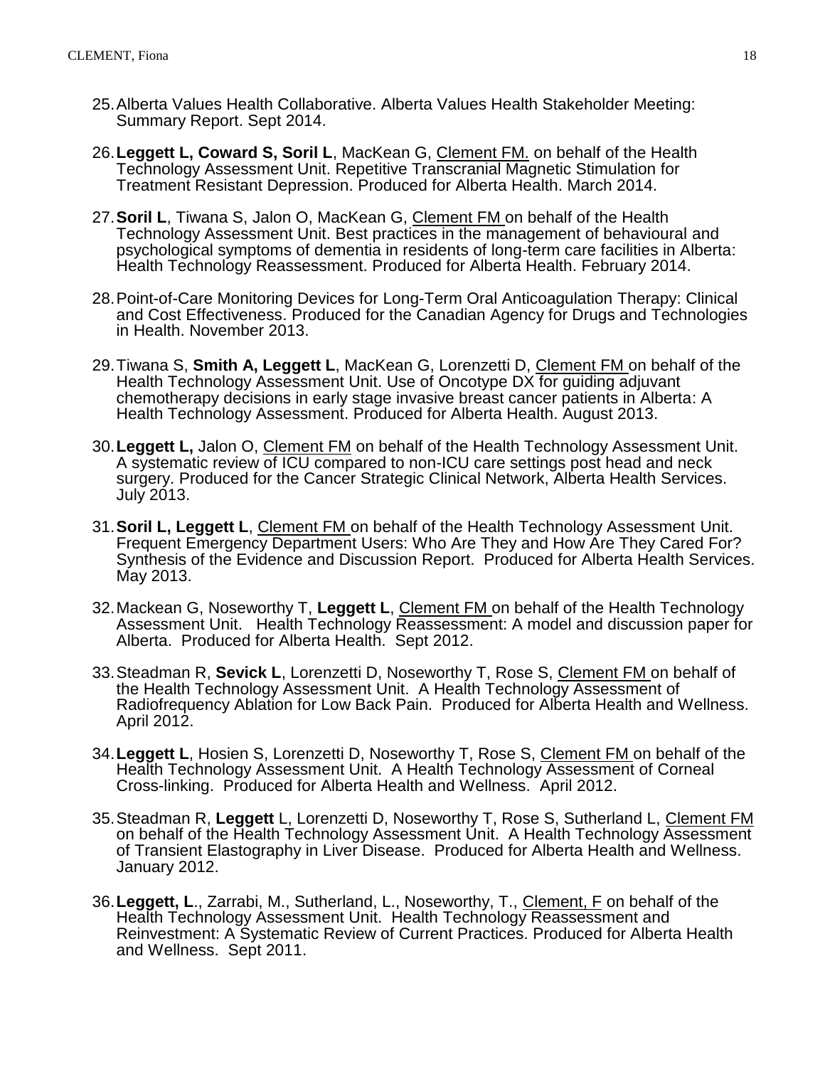25. Alberta Values Health Collaborative. Alberta Values Health Stakeholder Meeting: Summary Report. Sept 2014.

26. **Leggett L, Coward S, Soril L**, MacKean G, Clement FM. on behalf of the Health Technology Assessment Unit. Repetitive Transcranial Magnetic Stimulation for Treatment Resistant Depression. Produced for Alberta Health. March 2014.

27. **Soril L**, Tiwana S, Jalon O, MacKean G, Clement FM on behalf of the Health Technology Assessment Unit. Best practices in the management of behavioural and psychological symptoms of dementia in residents of long-term care facilities in Alberta: Health Technology Reassessment. Produced for Alberta Health. February 2014.

28. Point-of-Care Monitoring Devices for Long-Term Oral Anticoagulation Therapy: Clinical and Cost Effectiveness. Produced for the Canadian Agency for Drugs and Technologies in Health. November 2013.

29. Tiwana S, **Smith A, Leggett L**, MacKean G, Lorenzetti D, Clement FM on behalf of the Health Technology Assessment Unit. Use of Oncotype DX for guiding adjuvant chemotherapy decisions in early stage invasive breast cancer patients in Alberta: A Health Technology Assessment. Produced for Alberta Health. August 2013.

30. **Leggett L,** Jalon O, Clement FM on behalf of the Health Technology Assessment Unit. A systematic review of ICU compared to non-ICU care settings post head and neck surgery. Produced for the Cancer Strategic Clinical Network, Alberta Health Services. July 2013.

31. **Soril L, Leggett L**, Clement FM on behalf of the Health Technology Assessment Unit. Frequent Emergency Department Users: Who Are They and How Are They Cared For? Synthesis of the Evidence and Discussion Report. Produced for Alberta Health Services. May 2013.

32. Mackean G, Noseworthy T, **Leggett L**, Clement FM on behalf of the Health Technology Assessment Unit. Health Technology Reassessment: A model and discussion paper for Alberta. Produced for Alberta Health. Sept 2012.

33. Steadman R, **Sevick L**, Lorenzetti D, Noseworthy T, Rose S, Clement FM on behalf of the Health Technology Assessment Unit. A Health Technology Assessment of Radiofrequency Ablation for Low Back Pain. Produced for Alberta Health and Wellness. April 2012.

34. **Leggett L**, Hosien S, Lorenzetti D, Noseworthy T, Rose S, Clement FM on behalf of the Health Technology Assessment Unit. A Health Technology Assessment of Corneal Cross-linking. Produced for Alberta Health and Wellness. April 2012.

35. Steadman R, **Leggett** L, Lorenzetti D, Noseworthy T, Rose S, Sutherland L, Clement FM on behalf of the Health Technology Assessment Unit. A Health Technology Assessment of Transient Elastography in Liver Disease. Produced for Alberta Health and Wellness. January 2012.

36. **Leggett, L**., Zarrabi, M., Sutherland, L., Noseworthy, T., Clement, F on behalf of the Health Technology Assessment Unit. Health Technology Reassessment and Reinvestment: A Systematic Review of Current Practices. Produced for Alberta Health and Wellness. Sept 2011.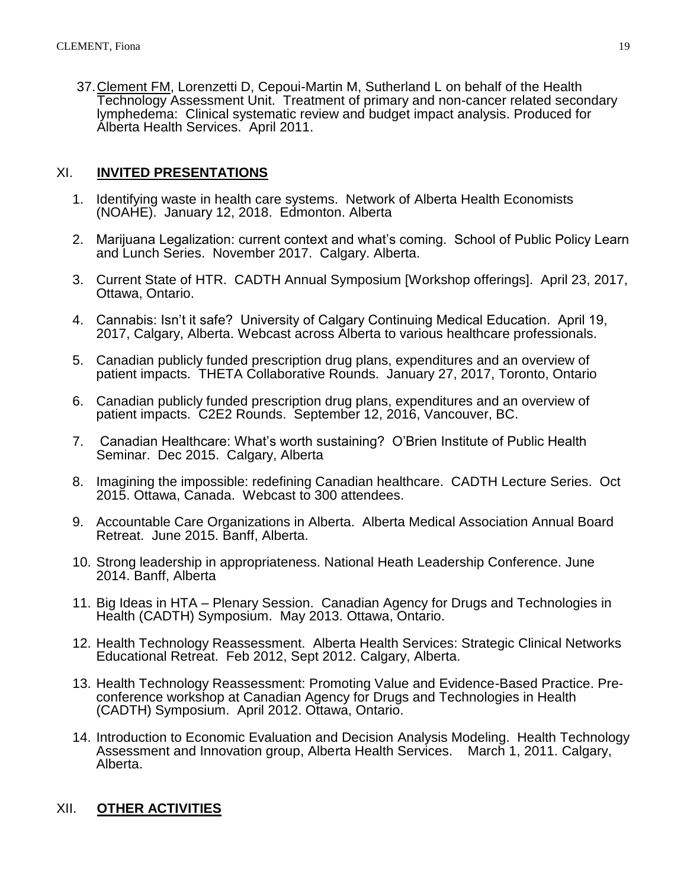37. <u>Clement FM</u>, Lorenzetti D, Cepoui-Martin M, Sutherland L on behalf of the Health Technology Assessment Unit. Treatment of primary and non-cancer related secondary lymphedema: Clinical systematic review and budget impact analysis. Produced for Alberta Health Services. April 2011.

## XI. INVITED PRESENTATIONS

1. Identifying waste in health care systems. Network of Alberta Health Economists (NOAHE). January 12, 2018. Edmonton. Alberta
2. Marijuana Legalization: current context and what's coming. School of Public Policy Learn and Lunch Series. November 2017. Calgary. Alberta.
3. Current State of HTR. CADTH Annual Symposium [Workshop offerings]. April 23, 2017, Ottawa, Ontario.
4. Cannabis: Isn't it safe? University of Calgary Continuing Medical Education. April 19, 2017, Calgary, Alberta. Webcast across Alberta to various healthcare professionals.
5. Canadian publicly funded prescription drug plans, expenditures and an overview of patient impacts. THETA Collaborative Rounds. January 27, 2017, Toronto, Ontario
6. Canadian publicly funded prescription drug plans, expenditures and an overview of patient impacts. C2E2 Rounds. September 12, 2016, Vancouver, BC.
7. Canadian Healthcare: What's worth sustaining? O'Brien Institute of Public Health Seminar. Dec 2015. Calgary, Alberta
8. Imagining the impossible: redefining Canadian healthcare. CADTH Lecture Series. Oct 2015. Ottawa, Canada. Webcast to 300 attendees.
9. Accountable Care Organizations in Alberta. Alberta Medical Association Annual Board Retreat. June 2015. Banff, Alberta.
10. Strong leadership in appropriateness. National Heath Leadership Conference. June 2014. Banff, Alberta
11. Big Ideas in HTA – Plenary Session. Canadian Agency for Drugs and Technologies in Health (CADTH) Symposium. May 2013. Ottawa, Ontario.
12. Health Technology Reassessment. Alberta Health Services: Strategic Clinical Networks Educational Retreat. Feb 2012, Sept 2012. Calgary, Alberta.
13. Health Technology Reassessment: Promoting Value and Evidence-Based Practice. Pre-conference workshop at Canadian Agency for Drugs and Technologies in Health (CADTH) Symposium. April 2012. Ottawa, Ontario.
14. Introduction to Economic Evaluation and Decision Analysis Modeling. Health Technology Assessment and Innovation group, Alberta Health Services. March 1, 2011. Calgary, Alberta.

## XII. OTHER ACTIVITIES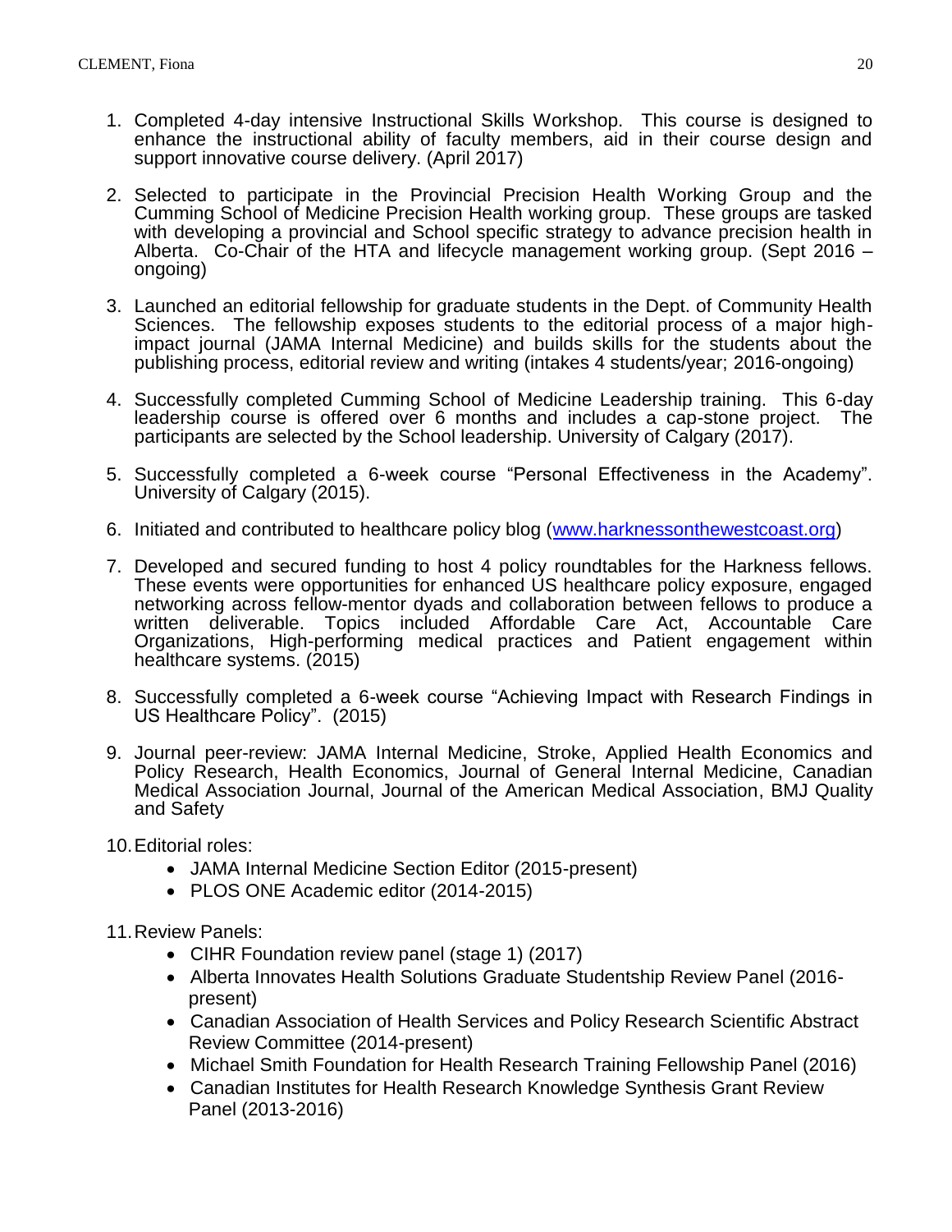1. Completed 4-day intensive Instructional Skills Workshop. This course is designed to enhance the instructional ability of faculty members, aid in their course design and support innovative course delivery. (April 2017)

2. Selected to participate in the Provincial Precision Health Working Group and the Cumming School of Medicine Precision Health working group. These groups are tasked with developing a provincial and School specific strategy to advance precision health in Alberta. Co-Chair of the HTA and lifecycle management working group. (Sept 2016 – ongoing)

3. Launched an editorial fellowship for graduate students in the Dept. of Community Health Sciences. The fellowship exposes students to the editorial process of a major high-impact journal (JAMA Internal Medicine) and builds skills for the students about the publishing process, editorial review and writing (intakes 4 students/year; 2016-ongoing)

4. Successfully completed Cumming School of Medicine Leadership training. This 6-day leadership course is offered over 6 months and includes a cap-stone project. The participants are selected by the School leadership. University of Calgary (2017).

5. Successfully completed a 6-week course "Personal Effectiveness in the Academy". University of Calgary (2015).

6. Initiated and contributed to healthcare policy blog ([www.harknessonthewestcoast.org](www.harknessonthewestcoast.org))

7. Developed and secured funding to host 4 policy roundtables for the Harkness fellows. These events were opportunities for enhanced US healthcare policy exposure, engaged networking across fellow-mentor dyads and collaboration between fellows to produce a written deliverable. Topics included Affordable Care Act, Accountable Care Organizations, High-performing medical practices and Patient engagement within healthcare systems. (2015)

8. Successfully completed a 6-week course "Achieving Impact with Research Findings in US Healthcare Policy". (2015)

9. Journal peer-review: JAMA Internal Medicine, Stroke, Applied Health Economics and Policy Research, Health Economics, Journal of General Internal Medicine, Canadian Medical Association Journal, Journal of the American Medical Association, BMJ Quality and Safety

10. Editorial roles:
    - JAMA Internal Medicine Section Editor (2015-present)
    - PLOS ONE Academic editor (2014-2015)

11. Review Panels:
    - CIHR Foundation review panel (stage 1) (2017)
    - Alberta Innovates Health Solutions Graduate Studentship Review Panel (2016-present)
    - Canadian Association of Health Services and Policy Research Scientific Abstract Review Committee (2014-present)
    - Michael Smith Foundation for Health Research Training Fellowship Panel (2016)
    - Canadian Institutes for Health Research Knowledge Synthesis Grant Review Panel (2013-2016)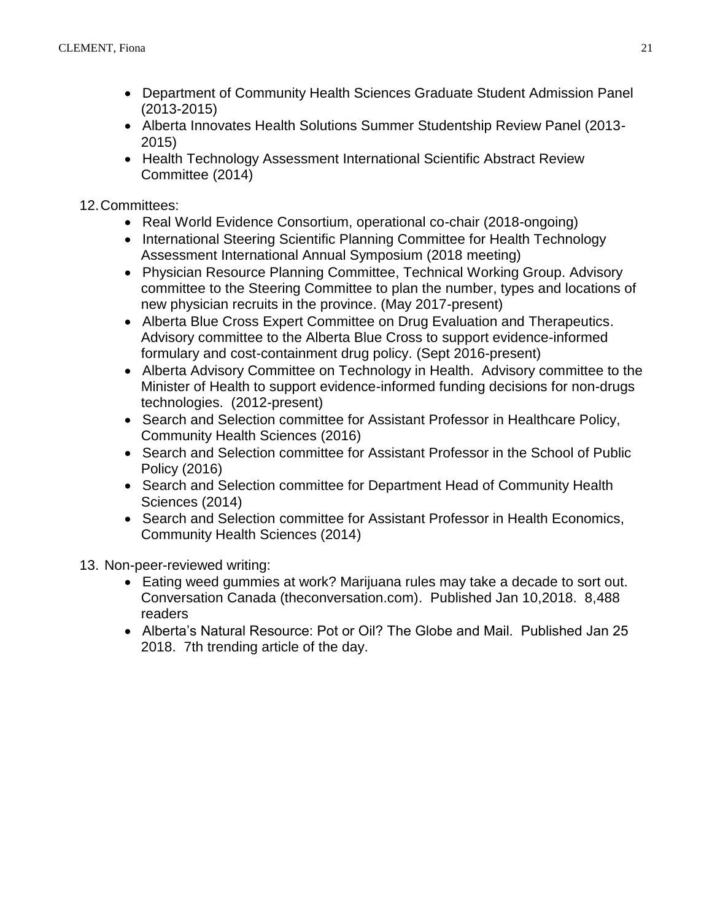- Department of Community Health Sciences Graduate Student Admission Panel (2013-2015)
- Alberta Innovates Health Solutions Summer Studentship Review Panel (2013-2015)
- Health Technology Assessment International Scientific Abstract Review Committee (2014)

12. Committees:
    - Real World Evidence Consortium, operational co-chair (2018-ongoing)
    - International Steering Scientific Planning Committee for Health Technology Assessment International Annual Symposium (2018 meeting)
    - Physician Resource Planning Committee, Technical Working Group. Advisory committee to the Steering Committee to plan the number, types and locations of new physician recruits in the province. (May 2017-present)
    - Alberta Blue Cross Expert Committee on Drug Evaluation and Therapeutics. Advisory committee to the Alberta Blue Cross to support evidence-informed formulary and cost-containment drug policy. (Sept 2016-present)
    - Alberta Advisory Committee on Technology in Health. Advisory committee to the Minister of Health to support evidence-informed funding decisions for non-drugs technologies. (2012-present)
    - Search and Selection committee for Assistant Professor in Healthcare Policy, Community Health Sciences (2016)
    - Search and Selection committee for Assistant Professor in the School of Public Policy (2016)
    - Search and Selection committee for Department Head of Community Health Sciences (2014)
    - Search and Selection committee for Assistant Professor in Health Economics, Community Health Sciences (2014)

13. Non-peer-reviewed writing:
    - Eating weed gummies at work? Marijuana rules may take a decade to sort out. Conversation Canada (theconversation.com). Published Jan 10,2018. 8,488 readers
    - Alberta's Natural Resource: Pot or Oil? The Globe and Mail. Published Jan 25 2018. 7th trending article of the day.